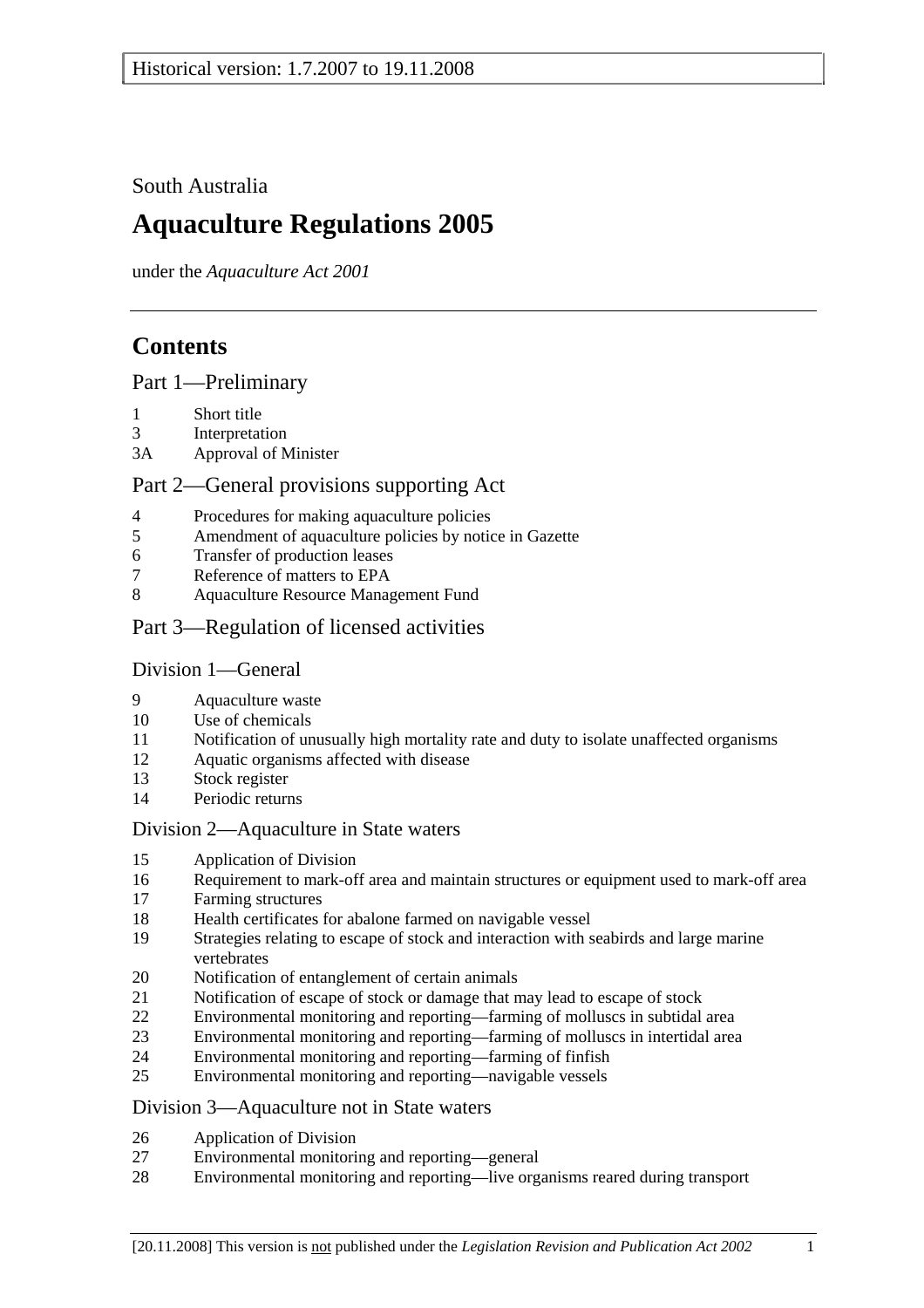Historical version: 1.7.2007 to 19.11.2008

South Australia

# Aquaculture Regulations 2005

under the *Aquaculture Act 2001*

---

## Contents

### Part 1—Preliminary

1 Short title
3 Interpretation
3A Approval of Minister

### Part 2—General provisions supporting Act

4 Procedures for making aquaculture policies
5 Amendment of aquaculture policies by notice in Gazette
6 Transfer of production leases
7 Reference of matters to EPA
8 Aquaculture Resource Management Fund

### Part 3—Regulation of licensed activities

#### Division 1—General

9 Aquaculture waste
10 Use of chemicals
11 Notification of unusually high mortality rate and duty to isolate unaffected organisms
12 Aquatic organisms affected with disease
13 Stock register
14 Periodic returns

#### Division 2—Aquaculture in State waters

15 Application of Division
16 Requirement to mark-off area and maintain structures or equipment used to mark-off area
17 Farming structures
18 Health certificates for abalone farmed on navigable vessel
19 Strategies relating to escape of stock and interaction with seabirds and large marine vertebrates
20 Notification of entanglement of certain animals
21 Notification of escape of stock or damage that may lead to escape of stock
22 Environmental monitoring and reporting—farming of molluscs in subtidal area
23 Environmental monitoring and reporting—farming of molluscs in intertidal area
24 Environmental monitoring and reporting—farming of finfish
25 Environmental monitoring and reporting—navigable vessels

#### Division 3—Aquaculture not in State waters

26 Application of Division
27 Environmental monitoring and reporting—general
28 Environmental monitoring and reporting—live organisms reared during transport

[20.11.2008] This version is not published under the *Legislation Revision and Publication Act 2002*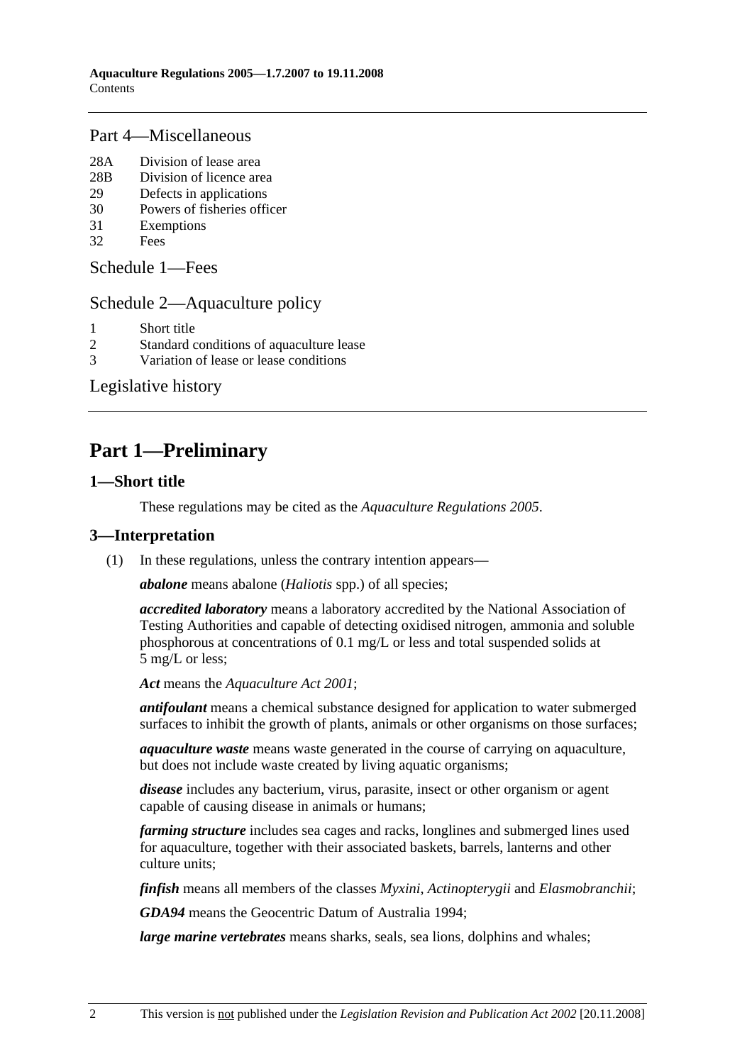## Part 4—Miscellaneous

28A Division of lease area
28B Division of licence area
29 Defects in applications
30 Powers of fisheries officer
31 Exemptions
32 Fees

## Schedule 1—Fees

## Schedule 2—Aquaculture policy

1 Short title
2 Standard conditions of aquaculture lease
3 Variation of lease or lease conditions

## Legislative history

# Part 1—Preliminary

### 1—Short title

These regulations may be cited as the *Aquaculture Regulations 2005*.

### 3—Interpretation

(1) In these regulations, unless the contrary intention appears—

***abalone*** means abalone (*Haliotis* spp.) of all species;

***accredited laboratory*** means a laboratory accredited by the National Association of Testing Authorities and capable of detecting oxidised nitrogen, ammonia and soluble phosphorous at concentrations of 0.1 mg/L or less and total suspended solids at 5 mg/L or less;

***Act*** means the *Aquaculture Act 2001*;

***antifoulant*** means a chemical substance designed for application to water submerged surfaces to inhibit the growth of plants, animals or other organisms on those surfaces;

***aquaculture waste*** means waste generated in the course of carrying on aquaculture, but does not include waste created by living aquatic organisms;

***disease*** includes any bacterium, virus, parasite, insect or other organism or agent capable of causing disease in animals or humans;

***farming structure*** includes sea cages and racks, longlines and submerged lines used for aquaculture, together with their associated baskets, barrels, lanterns and other culture units;

***finfish*** means all members of the classes *Myxini, Actinopterygii* and *Elasmobranchii*;

***GDA94*** means the Geocentric Datum of Australia 1994;

***large marine vertebrates*** means sharks, seals, sea lions, dolphins and whales;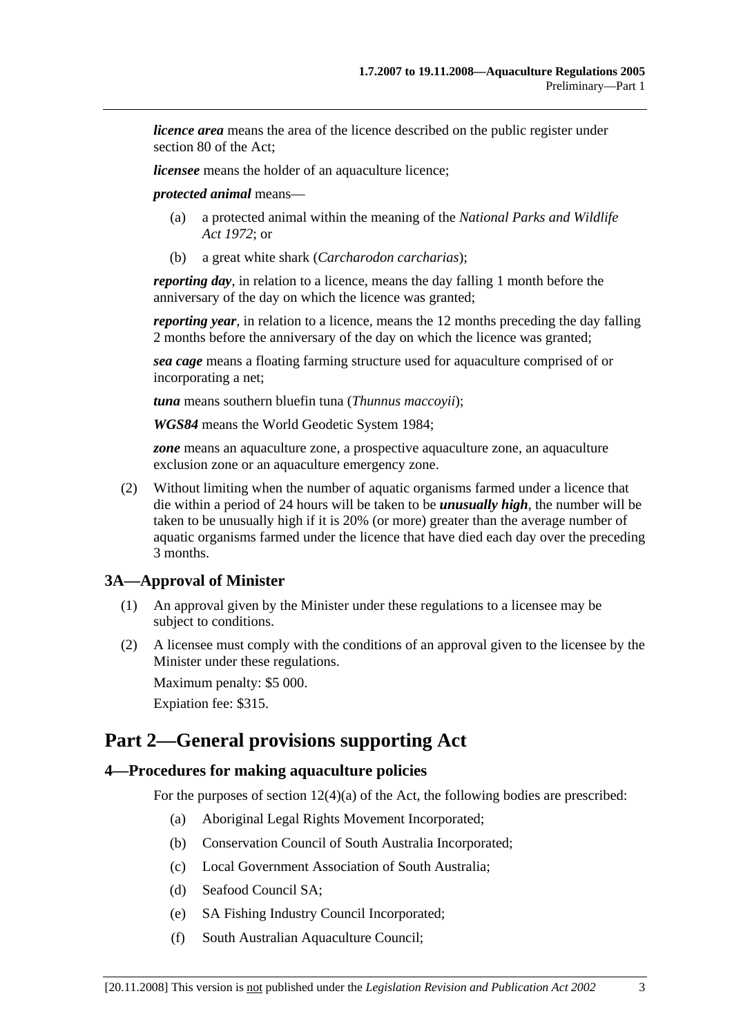***licence area*** means the area of the licence described on the public register under section 80 of the Act;

***licensee*** means the holder of an aquaculture licence;

***protected animal*** means—

(a) a protected animal within the meaning of the *National Parks and Wildlife Act 1972*; or

(b) a great white shark (*Carcharodon carcharias*);

***reporting day***, in relation to a licence, means the day falling 1 month before the anniversary of the day on which the licence was granted;

***reporting year***, in relation to a licence, means the 12 months preceding the day falling 2 months before the anniversary of the day on which the licence was granted;

***sea cage*** means a floating farming structure used for aquaculture comprised of or incorporating a net;

***tuna*** means southern bluefin tuna (*Thunnus maccoyii*);

***WGS84*** means the World Geodetic System 1984;

***zone*** means an aquaculture zone, a prospective aquaculture zone, an aquaculture exclusion zone or an aquaculture emergency zone.

(2) Without limiting when the number of aquatic organisms farmed under a licence that die within a period of 24 hours will be taken to be ***unusually high***, the number will be taken to be unusually high if it is 20% (or more) greater than the average number of aquatic organisms farmed under the licence that have died each day over the preceding 3 months.

### 3A—Approval of Minister

(1) An approval given by the Minister under these regulations to a licensee may be subject to conditions.

(2) A licensee must comply with the conditions of an approval given to the licensee by the Minister under these regulations.

Maximum penalty: $5 000.

Expiation fee: $315.

## Part 2—General provisions supporting Act

### 4—Procedures for making aquaculture policies

For the purposes of section 12(4)(a) of the Act, the following bodies are prescribed:

(a) Aboriginal Legal Rights Movement Incorporated;

(b) Conservation Council of South Australia Incorporated;

(c) Local Government Association of South Australia;

(d) Seafood Council SA;

(e) SA Fishing Industry Council Incorporated;

(f) South Australian Aquaculture Council;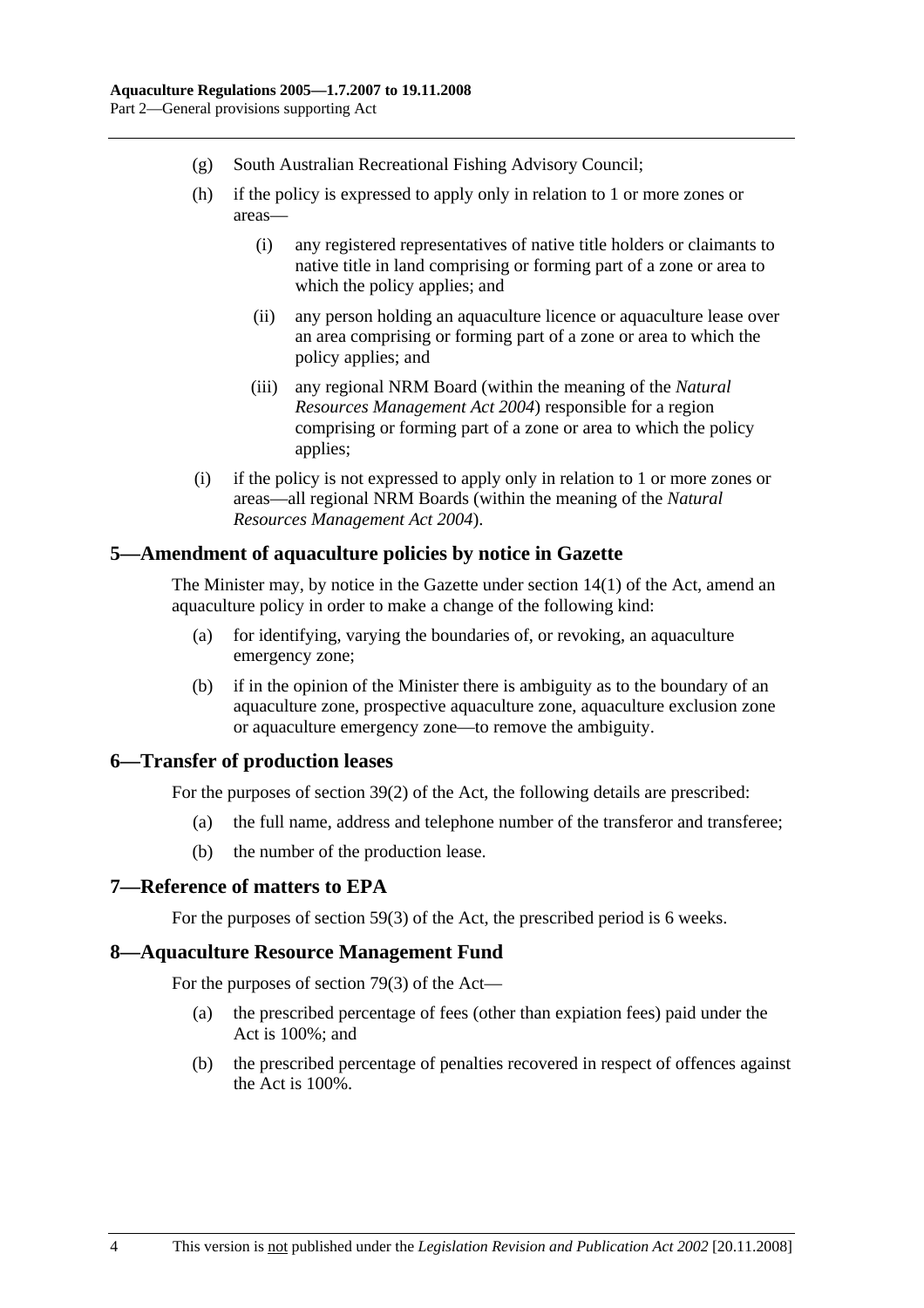(g) South Australian Recreational Fishing Advisory Council;

(h) if the policy is expressed to apply only in relation to 1 or more zones or areas—

(i) any registered representatives of native title holders or claimants to native title in land comprising or forming part of a zone or area to which the policy applies; and

(ii) any person holding an aquaculture licence or aquaculture lease over an area comprising or forming part of a zone or area to which the policy applies; and

(iii) any regional NRM Board (within the meaning of the *Natural Resources Management Act 2004*) responsible for a region comprising or forming part of a zone or area to which the policy applies;

(i) if the policy is not expressed to apply only in relation to 1 or more zones or areas—all regional NRM Boards (within the meaning of the *Natural Resources Management Act 2004*).

## 5—Amendment of aquaculture policies by notice in Gazette

The Minister may, by notice in the Gazette under section 14(1) of the Act, amend an aquaculture policy in order to make a change of the following kind:

(a) for identifying, varying the boundaries of, or revoking, an aquaculture emergency zone;

(b) if in the opinion of the Minister there is ambiguity as to the boundary of an aquaculture zone, prospective aquaculture zone, aquaculture exclusion zone or aquaculture emergency zone—to remove the ambiguity.

## 6—Transfer of production leases

For the purposes of section 39(2) of the Act, the following details are prescribed:

(a) the full name, address and telephone number of the transferor and transferee;

(b) the number of the production lease.

## 7—Reference of matters to EPA

For the purposes of section 59(3) of the Act, the prescribed period is 6 weeks.

## 8—Aquaculture Resource Management Fund

For the purposes of section 79(3) of the Act—

(a) the prescribed percentage of fees (other than expiation fees) paid under the Act is 100%; and

(b) the prescribed percentage of penalties recovered in respect of offences against the Act is 100%.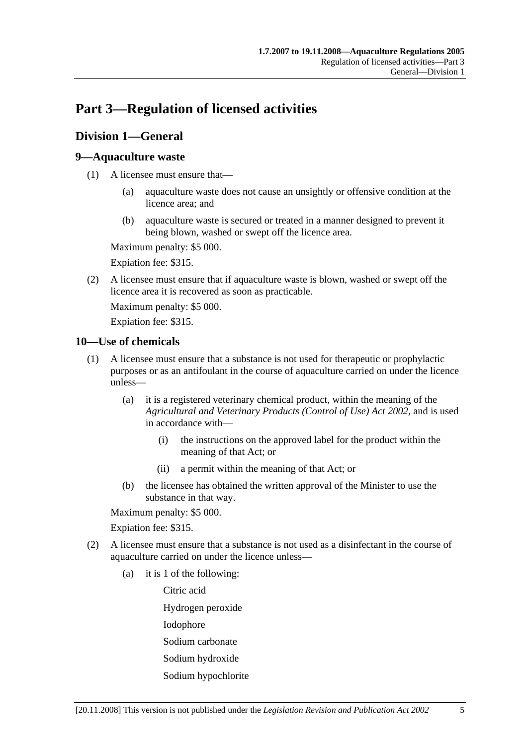# Part 3—Regulation of licensed activities

## Division 1—General

### 9—Aquaculture waste

(1) A licensee must ensure that—

(a) aquaculture waste does not cause an unsightly or offensive condition at the licence area; and

(b) aquaculture waste is secured or treated in a manner designed to prevent it being blown, washed or swept off the licence area.

Maximum penalty: $5 000.

Expiation fee: $315.

(2) A licensee must ensure that if aquaculture waste is blown, washed or swept off the licence area it is recovered as soon as practicable.

Maximum penalty: $5 000.

Expiation fee: $315.

### 10—Use of chemicals

(1) A licensee must ensure that a substance is not used for therapeutic or prophylactic purposes or as an antifoulant in the course of aquaculture carried on under the licence unless—

(a) it is a registered veterinary chemical product, within the meaning of the *Agricultural and Veterinary Products (Control of Use) Act 2002*, and is used in accordance with—

(i) the instructions on the approved label for the product within the meaning of that Act; or

(ii) a permit within the meaning of that Act; or

(b) the licensee has obtained the written approval of the Minister to use the substance in that way.

Maximum penalty: $5 000.

Expiation fee: $315.

(2) A licensee must ensure that a substance is not used as a disinfectant in the course of aquaculture carried on under the licence unless—

(a) it is 1 of the following:

Citric acid

Hydrogen peroxide

Iodophore

Sodium carbonate

Sodium hydroxide

Sodium hypochlorite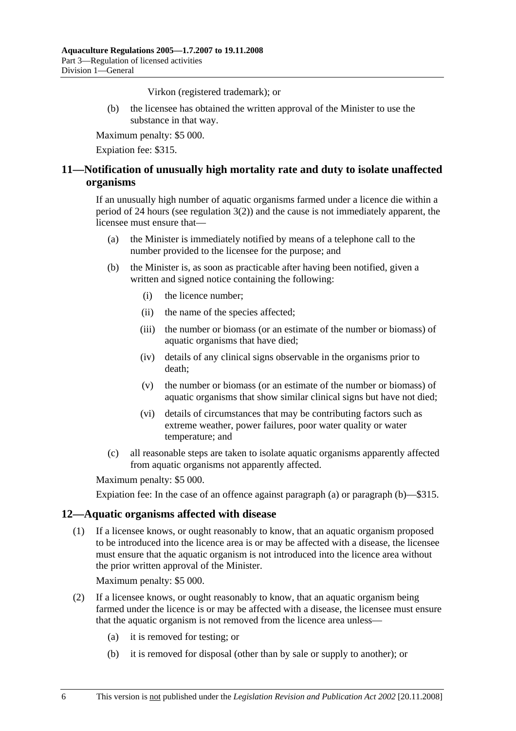Virkon (registered trademark); or

(b) the licensee has obtained the written approval of the Minister to use the substance in that way.

Maximum penalty: $5 000.

Expiation fee: $315.

## 11—Notification of unusually high mortality rate and duty to isolate unaffected organisms

If an unusually high number of aquatic organisms farmed under a licence die within a period of 24 hours (see regulation 3(2)) and the cause is not immediately apparent, the licensee must ensure that—

(a) the Minister is immediately notified by means of a telephone call to the number provided to the licensee for the purpose; and

(b) the Minister is, as soon as practicable after having been notified, given a written and signed notice containing the following:

(i) the licence number;

(ii) the name of the species affected;

(iii) the number or biomass (or an estimate of the number or biomass) of aquatic organisms that have died;

(iv) details of any clinical signs observable in the organisms prior to death;

(v) the number or biomass (or an estimate of the number or biomass) of aquatic organisms that show similar clinical signs but have not died;

(vi) details of circumstances that may be contributing factors such as extreme weather, power failures, poor water quality or water temperature; and

(c) all reasonable steps are taken to isolate aquatic organisms apparently affected from aquatic organisms not apparently affected.

Maximum penalty: $5 000.

Expiation fee: In the case of an offence against paragraph (a) or paragraph (b)—$315.

## 12—Aquatic organisms affected with disease

(1) If a licensee knows, or ought reasonably to know, that an aquatic organism proposed to be introduced into the licence area is or may be affected with a disease, the licensee must ensure that the aquatic organism is not introduced into the licence area without the prior written approval of the Minister.

Maximum penalty: $5 000.

(2) If a licensee knows, or ought reasonably to know, that an aquatic organism being farmed under the licence is or may be affected with a disease, the licensee must ensure that the aquatic organism is not removed from the licence area unless—

(a) it is removed for testing; or

(b) it is removed for disposal (other than by sale or supply to another); or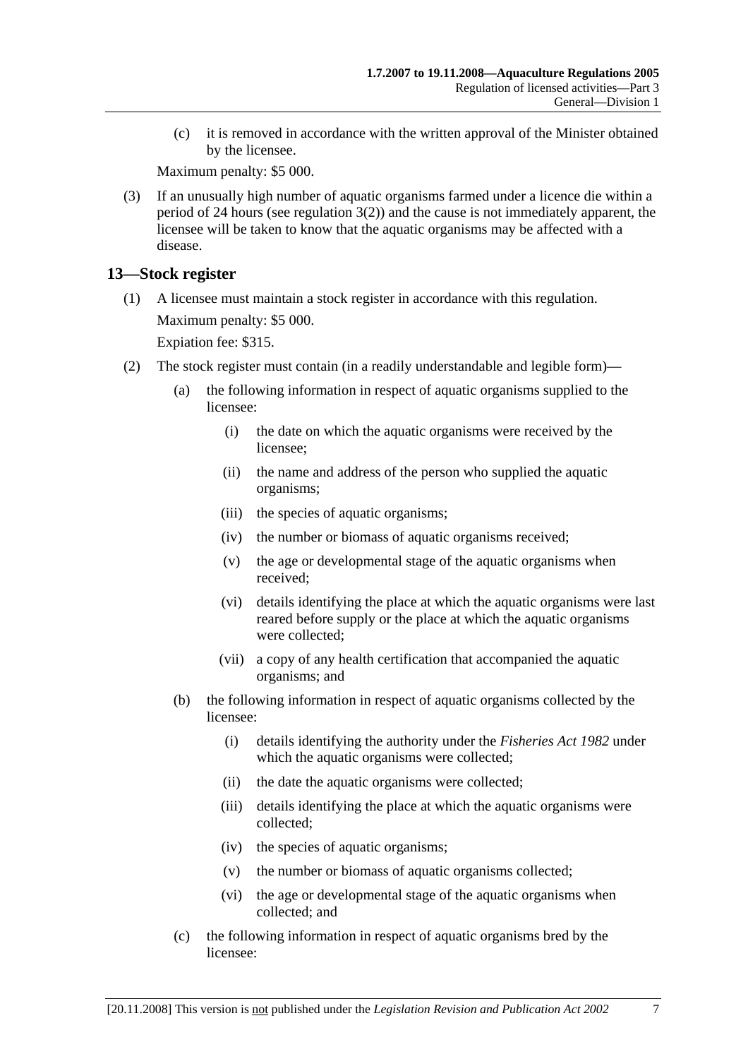(c) it is removed in accordance with the written approval of the Minister obtained by the licensee.

Maximum penalty: $5 000.

(3) If an unusually high number of aquatic organisms farmed under a licence die within a period of 24 hours (see regulation 3(2)) and the cause is not immediately apparent, the licensee will be taken to know that the aquatic organisms may be affected with a disease.

## 13—Stock register

(1) A licensee must maintain a stock register in accordance with this regulation.

Maximum penalty: $5 000.

Expiation fee: $315.

(2) The stock register must contain (in a readily understandable and legible form)—

(a) the following information in respect of aquatic organisms supplied to the licensee:

(i) the date on which the aquatic organisms were received by the licensee;

(ii) the name and address of the person who supplied the aquatic organisms;

(iii) the species of aquatic organisms;

(iv) the number or biomass of aquatic organisms received;

(v) the age or developmental stage of the aquatic organisms when received;

(vi) details identifying the place at which the aquatic organisms were last reared before supply or the place at which the aquatic organisms were collected;

(vii) a copy of any health certification that accompanied the aquatic organisms; and

(b) the following information in respect of aquatic organisms collected by the licensee:

(i) details identifying the authority under the *Fisheries Act 1982* under which the aquatic organisms were collected;

(ii) the date the aquatic organisms were collected;

(iii) details identifying the place at which the aquatic organisms were collected;

(iv) the species of aquatic organisms;

(v) the number or biomass of aquatic organisms collected;

(vi) the age or developmental stage of the aquatic organisms when collected; and

(c) the following information in respect of aquatic organisms bred by the licensee: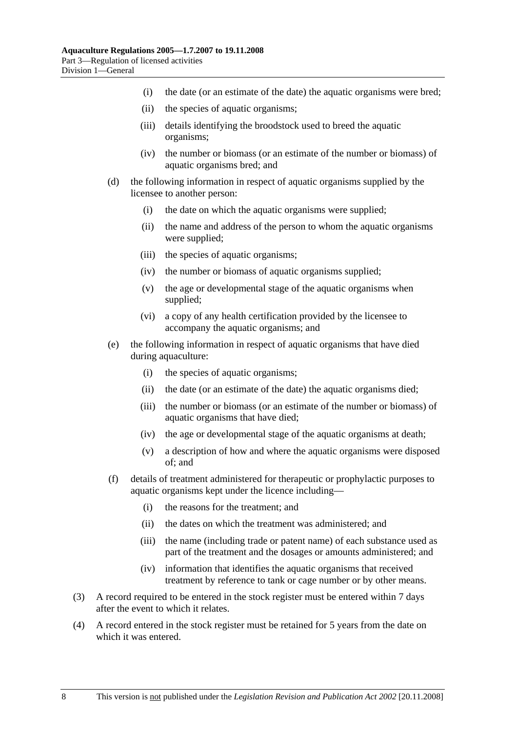(i) the date (or an estimate of the date) the aquatic organisms were bred;

(ii) the species of aquatic organisms;

(iii) details identifying the broodstock used to breed the aquatic organisms;

(iv) the number or biomass (or an estimate of the number or biomass) of aquatic organisms bred; and

(d) the following information in respect of aquatic organisms supplied by the licensee to another person:

(i) the date on which the aquatic organisms were supplied;

(ii) the name and address of the person to whom the aquatic organisms were supplied;

(iii) the species of aquatic organisms;

(iv) the number or biomass of aquatic organisms supplied;

(v) the age or developmental stage of the aquatic organisms when supplied;

(vi) a copy of any health certification provided by the licensee to accompany the aquatic organisms; and

(e) the following information in respect of aquatic organisms that have died during aquaculture:

(i) the species of aquatic organisms;

(ii) the date (or an estimate of the date) the aquatic organisms died;

(iii) the number or biomass (or an estimate of the number or biomass) of aquatic organisms that have died;

(iv) the age or developmental stage of the aquatic organisms at death;

(v) a description of how and where the aquatic organisms were disposed of; and

(f) details of treatment administered for therapeutic or prophylactic purposes to aquatic organisms kept under the licence including—

(i) the reasons for the treatment; and

(ii) the dates on which the treatment was administered; and

(iii) the name (including trade or patent name) of each substance used as part of the treatment and the dosages or amounts administered; and

(iv) information that identifies the aquatic organisms that received treatment by reference to tank or cage number or by other means.

(3) A record required to be entered in the stock register must be entered within 7 days after the event to which it relates.

(4) A record entered in the stock register must be retained for 5 years from the date on which it was entered.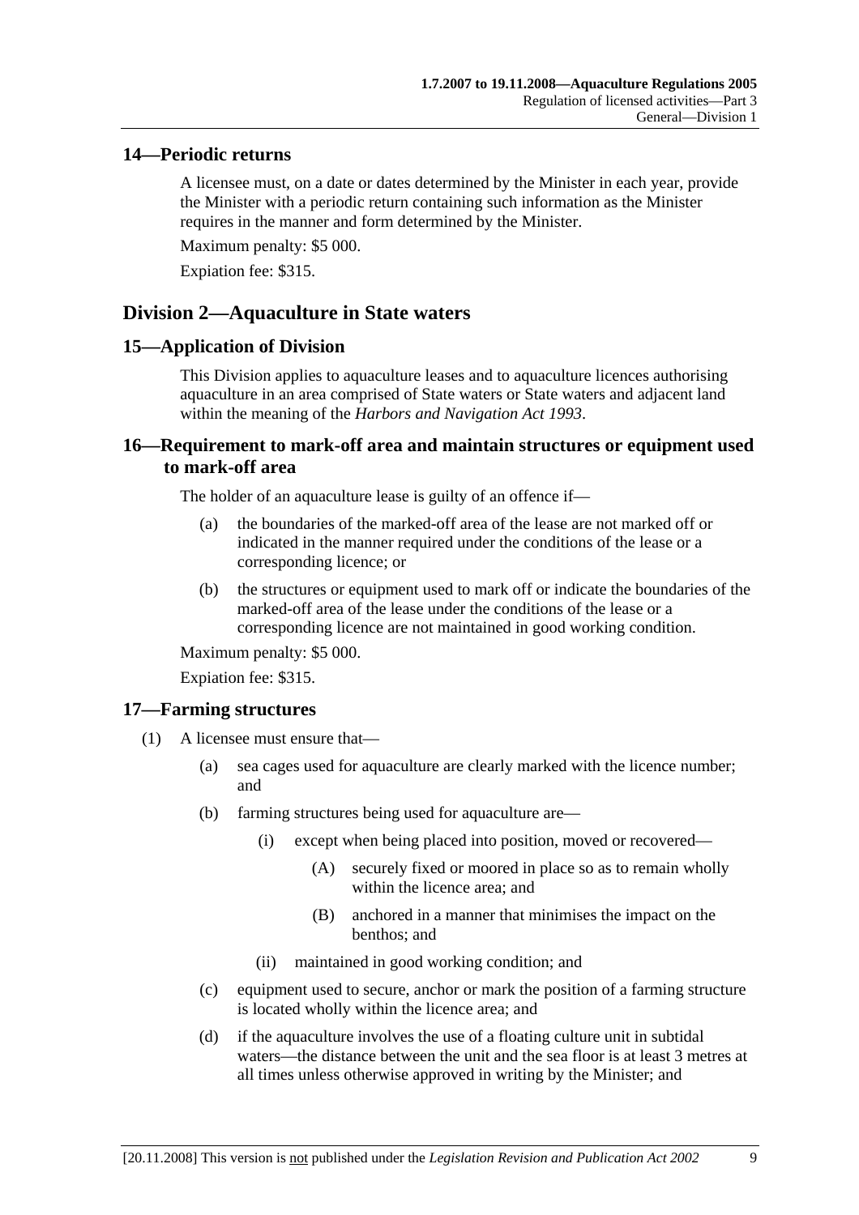## 14—Periodic returns

A licensee must, on a date or dates determined by the Minister in each year, provide the Minister with a periodic return containing such information as the Minister requires in the manner and form determined by the Minister.

Maximum penalty: $5 000.

Expiation fee: $315.

# Division 2—Aquaculture in State waters

## 15—Application of Division

This Division applies to aquaculture leases and to aquaculture licences authorising aquaculture in an area comprised of State waters or State waters and adjacent land within the meaning of the *Harbors and Navigation Act 1993*.

## 16—Requirement to mark-off area and maintain structures or equipment used to mark-off area

The holder of an aquaculture lease is guilty of an offence if—

- (a) the boundaries of the marked-off area of the lease are not marked off or indicated in the manner required under the conditions of the lease or a corresponding licence; or
- (b) the structures or equipment used to mark off or indicate the boundaries of the marked-off area of the lease under the conditions of the lease or a corresponding licence are not maintained in good working condition.

Maximum penalty: $5 000.

Expiation fee: $315.

## 17—Farming structures

(1) A licensee must ensure that—

- (a) sea cages used for aquaculture are clearly marked with the licence number; and
- (b) farming structures being used for aquaculture are—
  - (i) except when being placed into position, moved or recovered—
    - (A) securely fixed or moored in place so as to remain wholly within the licence area; and
    - (B) anchored in a manner that minimises the impact on the benthos; and
  - (ii) maintained in good working condition; and
- (c) equipment used to secure, anchor or mark the position of a farming structure is located wholly within the licence area; and
- (d) if the aquaculture involves the use of a floating culture unit in subtidal waters—the distance between the unit and the sea floor is at least 3 metres at all times unless otherwise approved in writing by the Minister; and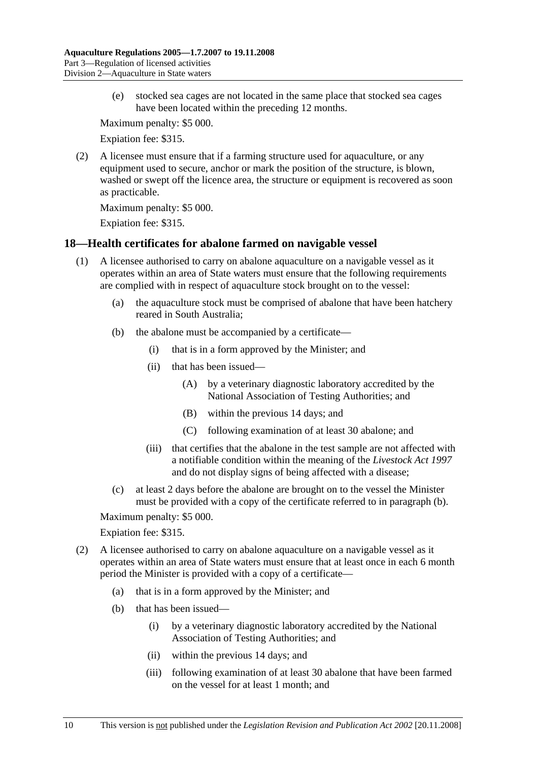(e) stocked sea cages are not located in the same place that stocked sea cages have been located within the preceding 12 months.

Maximum penalty: $5 000.

Expiation fee: $315.

(2) A licensee must ensure that if a farming structure used for aquaculture, or any equipment used to secure, anchor or mark the position of the structure, is blown, washed or swept off the licence area, the structure or equipment is recovered as soon as practicable.

Maximum penalty: $5 000.

Expiation fee: $315.

## 18—Health certificates for abalone farmed on navigable vessel

(1) A licensee authorised to carry on abalone aquaculture on a navigable vessel as it operates within an area of State waters must ensure that the following requirements are complied with in respect of aquaculture stock brought on to the vessel:

(a) the aquaculture stock must be comprised of abalone that have been hatchery reared in South Australia;

(b) the abalone must be accompanied by a certificate—

(i) that is in a form approved by the Minister; and

(ii) that has been issued—

(A) by a veterinary diagnostic laboratory accredited by the National Association of Testing Authorities; and

(B) within the previous 14 days; and

(C) following examination of at least 30 abalone; and

(iii) that certifies that the abalone in the test sample are not affected with a notifiable condition within the meaning of the *Livestock Act 1997* and do not display signs of being affected with a disease;

(c) at least 2 days before the abalone are brought on to the vessel the Minister must be provided with a copy of the certificate referred to in paragraph (b).

Maximum penalty: $5 000.

Expiation fee: $315.

(2) A licensee authorised to carry on abalone aquaculture on a navigable vessel as it operates within an area of State waters must ensure that at least once in each 6 month period the Minister is provided with a copy of a certificate—

(a) that is in a form approved by the Minister; and

(b) that has been issued—

(i) by a veterinary diagnostic laboratory accredited by the National Association of Testing Authorities; and

(ii) within the previous 14 days; and

(iii) following examination of at least 30 abalone that have been farmed on the vessel for at least 1 month; and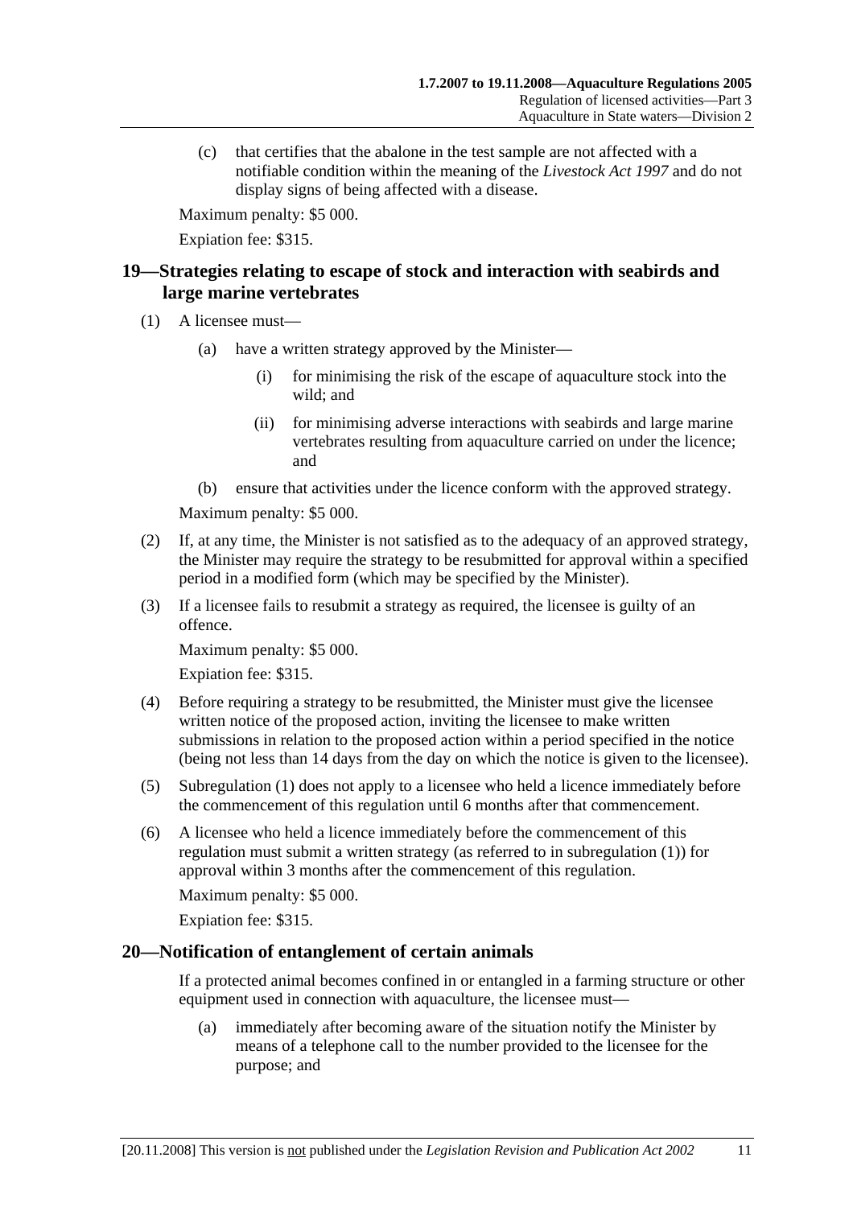(c) that certifies that the abalone in the test sample are not affected with a notifiable condition within the meaning of the *Livestock Act 1997* and do not display signs of being affected with a disease.

Maximum penalty: $5 000.

Expiation fee: $315.

## 19—Strategies relating to escape of stock and interaction with seabirds and large marine vertebrates

(1) A licensee must—

(a) have a written strategy approved by the Minister—

(i) for minimising the risk of the escape of aquaculture stock into the wild; and

(ii) for minimising adverse interactions with seabirds and large marine vertebrates resulting from aquaculture carried on under the licence; and

(b) ensure that activities under the licence conform with the approved strategy.

Maximum penalty: $5 000.

(2) If, at any time, the Minister is not satisfied as to the adequacy of an approved strategy, the Minister may require the strategy to be resubmitted for approval within a specified period in a modified form (which may be specified by the Minister).

(3) If a licensee fails to resubmit a strategy as required, the licensee is guilty of an offence.

Maximum penalty: $5 000.

Expiation fee: $315.

(4) Before requiring a strategy to be resubmitted, the Minister must give the licensee written notice of the proposed action, inviting the licensee to make written submissions in relation to the proposed action within a period specified in the notice (being not less than 14 days from the day on which the notice is given to the licensee).

(5) Subregulation (1) does not apply to a licensee who held a licence immediately before the commencement of this regulation until 6 months after that commencement.

(6) A licensee who held a licence immediately before the commencement of this regulation must submit a written strategy (as referred to in subregulation (1)) for approval within 3 months after the commencement of this regulation.

Maximum penalty: $5 000.

Expiation fee: $315.

## 20—Notification of entanglement of certain animals

If a protected animal becomes confined in or entangled in a farming structure or other equipment used in connection with aquaculture, the licensee must—

(a) immediately after becoming aware of the situation notify the Minister by means of a telephone call to the number provided to the licensee for the purpose; and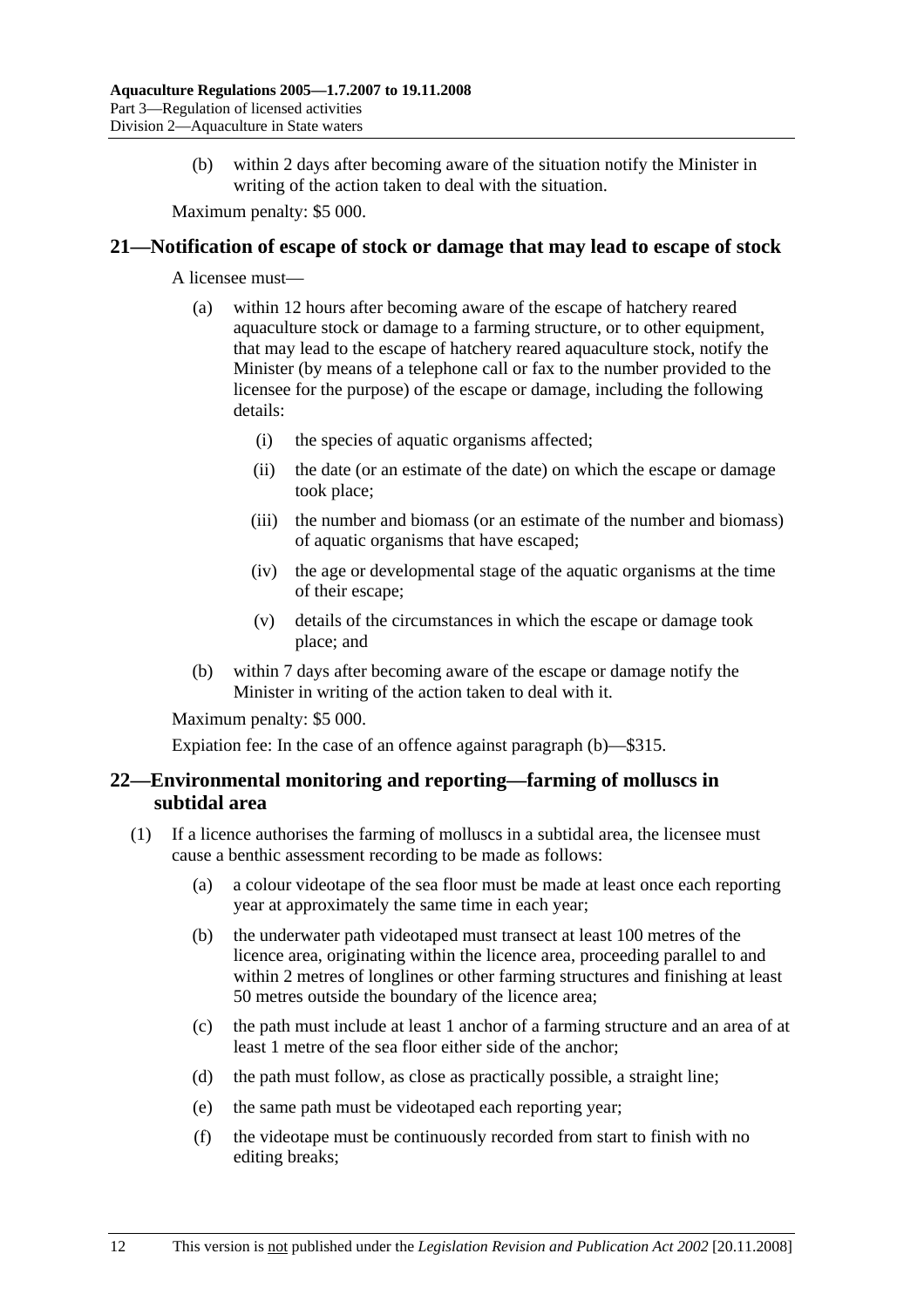(b) within 2 days after becoming aware of the situation notify the Minister in writing of the action taken to deal with the situation.

Maximum penalty: $5 000.

## 21—Notification of escape of stock or damage that may lead to escape of stock

A licensee must—

(a) within 12 hours after becoming aware of the escape of hatchery reared aquaculture stock or damage to a farming structure, or to other equipment, that may lead to the escape of hatchery reared aquaculture stock, notify the Minister (by means of a telephone call or fax to the number provided to the licensee for the purpose) of the escape or damage, including the following details:

(i) the species of aquatic organisms affected;

(ii) the date (or an estimate of the date) on which the escape or damage took place;

(iii) the number and biomass (or an estimate of the number and biomass) of aquatic organisms that have escaped;

(iv) the age or developmental stage of the aquatic organisms at the time of their escape;

(v) details of the circumstances in which the escape or damage took place; and

(b) within 7 days after becoming aware of the escape or damage notify the Minister in writing of the action taken to deal with it.

Maximum penalty: $5 000.

Expiation fee: In the case of an offence against paragraph (b)—$315.

## 22—Environmental monitoring and reporting—farming of molluscs in subtidal area

(1) If a licence authorises the farming of molluscs in a subtidal area, the licensee must cause a benthic assessment recording to be made as follows:

(a) a colour videotape of the sea floor must be made at least once each reporting year at approximately the same time in each year;

(b) the underwater path videotaped must transect at least 100 metres of the licence area, originating within the licence area, proceeding parallel to and within 2 metres of longlines or other farming structures and finishing at least 50 metres outside the boundary of the licence area;

(c) the path must include at least 1 anchor of a farming structure and an area of at least 1 metre of the sea floor either side of the anchor;

(d) the path must follow, as close as practically possible, a straight line;

(e) the same path must be videotaped each reporting year;

(f) the videotape must be continuously recorded from start to finish with no editing breaks;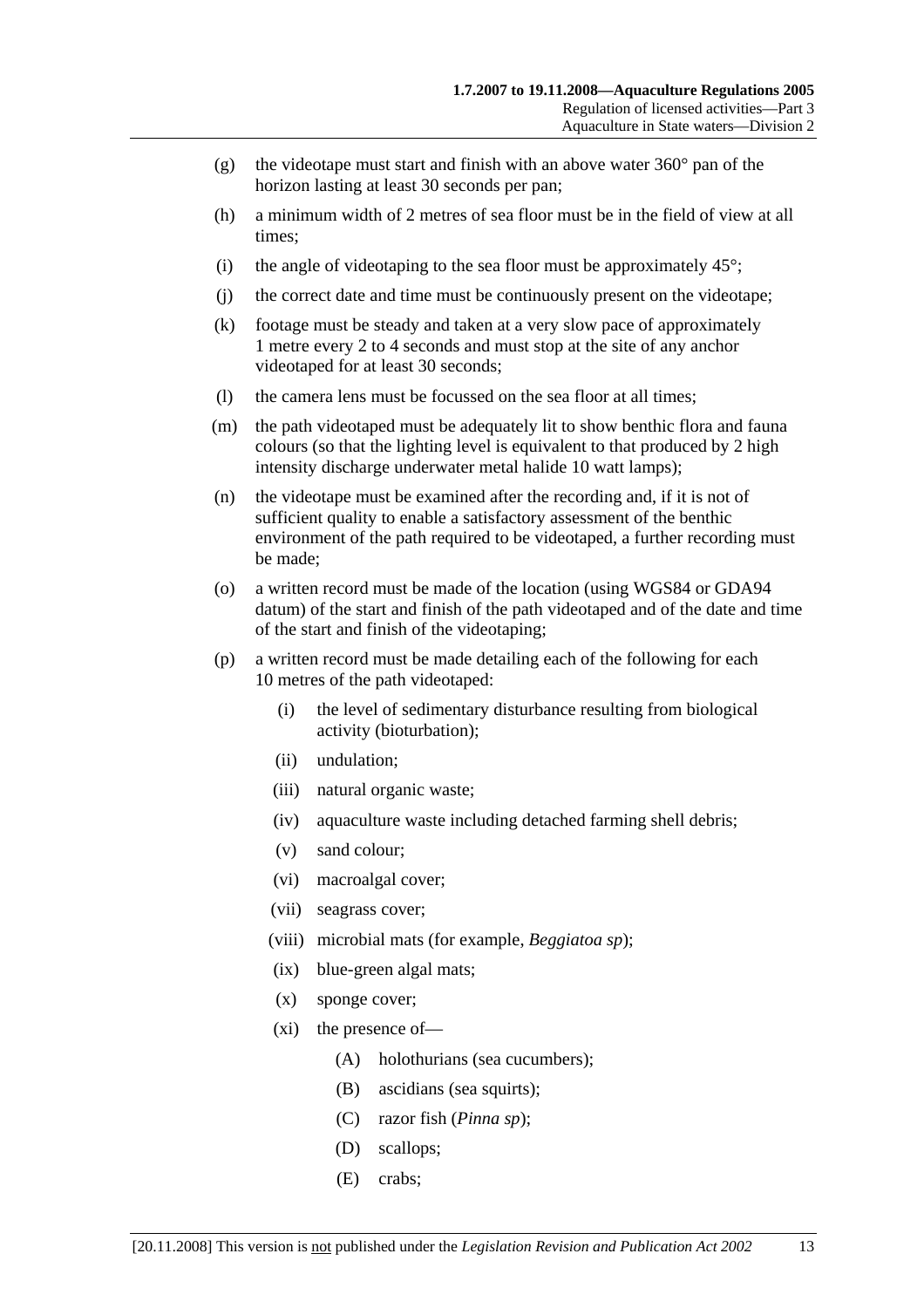(g) the videotape must start and finish with an above water 360° pan of the horizon lasting at least 30 seconds per pan;

(h) a minimum width of 2 metres of sea floor must be in the field of view at all times;

(i) the angle of videotaping to the sea floor must be approximately 45°;

(j) the correct date and time must be continuously present on the videotape;

(k) footage must be steady and taken at a very slow pace of approximately 1 metre every 2 to 4 seconds and must stop at the site of any anchor videotaped for at least 30 seconds;

(l) the camera lens must be focussed on the sea floor at all times;

(m) the path videotaped must be adequately lit to show benthic flora and fauna colours (so that the lighting level is equivalent to that produced by 2 high intensity discharge underwater metal halide 10 watt lamps);

(n) the videotape must be examined after the recording and, if it is not of sufficient quality to enable a satisfactory assessment of the benthic environment of the path required to be videotaped, a further recording must be made;

(o) a written record must be made of the location (using WGS84 or GDA94 datum) of the start and finish of the path videotaped and of the date and time of the start and finish of the videotaping;

(p) a written record must be made detailing each of the following for each 10 metres of the path videotaped:

  (i) the level of sedimentary disturbance resulting from biological activity (bioturbation);

  (ii) undulation;

  (iii) natural organic waste;

  (iv) aquaculture waste including detached farming shell debris;

  (v) sand colour;

  (vi) macroalgal cover;

  (vii) seagrass cover;

  (viii) microbial mats (for example, *Beggiatoa sp*);

  (ix) blue-green algal mats;

  (x) sponge cover;

  (xi) the presence of—

    (A) holothurians (sea cucumbers);

    (B) ascidians (sea squirts);

    (C) razor fish (*Pinna sp*);

    (D) scallops;

    (E) crabs;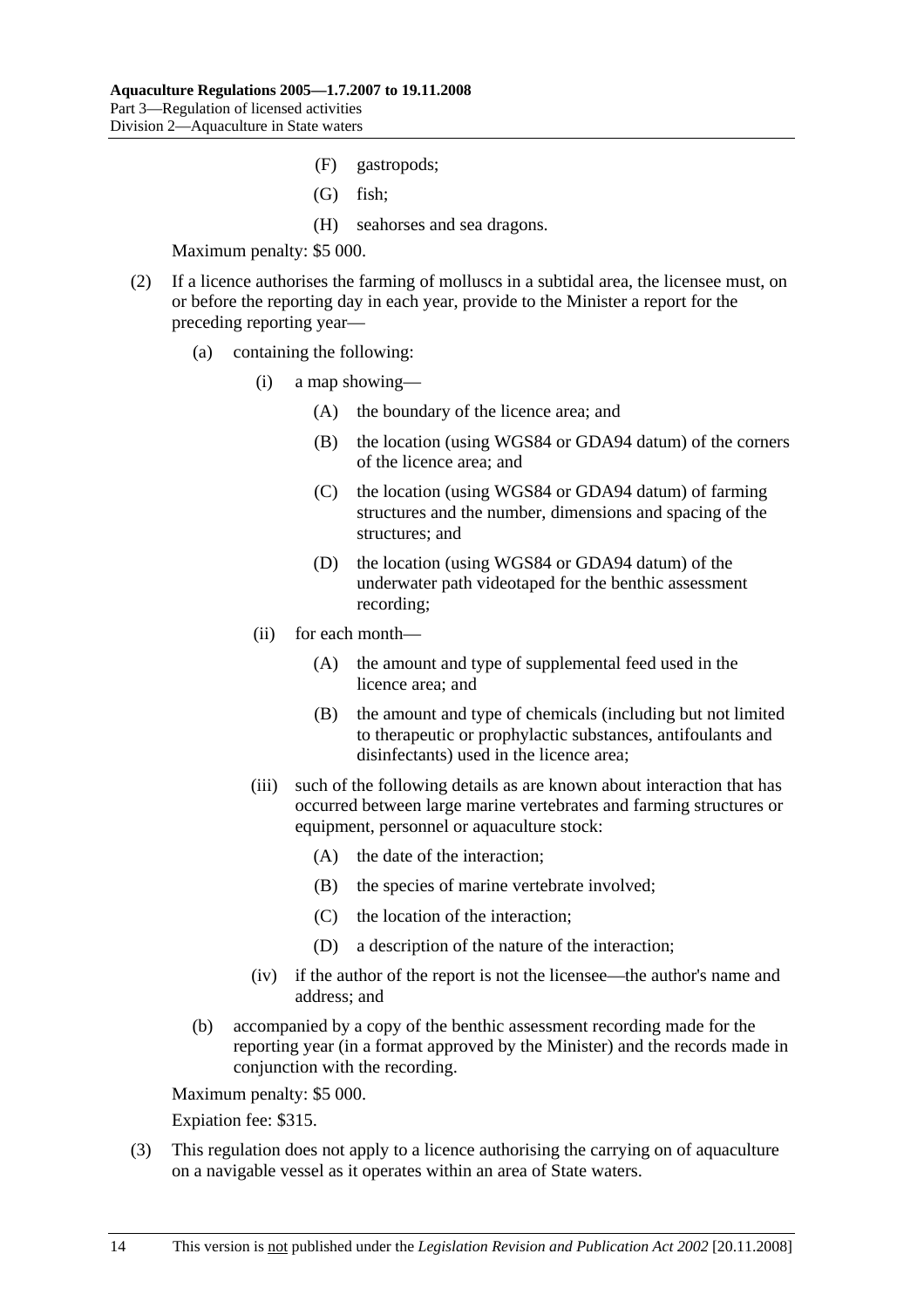(F) gastropods;

(G) fish;

(H) seahorses and sea dragons.

Maximum penalty: $5 000.

(2) If a licence authorises the farming of molluscs in a subtidal area, the licensee must, on or before the reporting day in each year, provide to the Minister a report for the preceding reporting year—

(a) containing the following:

(i) a map showing—

(A) the boundary of the licence area; and

(B) the location (using WGS84 or GDA94 datum) of the corners of the licence area; and

(C) the location (using WGS84 or GDA94 datum) of farming structures and the number, dimensions and spacing of the structures; and

(D) the location (using WGS84 or GDA94 datum) of the underwater path videotaped for the benthic assessment recording;

(ii) for each month—

(A) the amount and type of supplemental feed used in the licence area; and

(B) the amount and type of chemicals (including but not limited to therapeutic or prophylactic substances, antifoulants and disinfectants) used in the licence area;

(iii) such of the following details as are known about interaction that has occurred between large marine vertebrates and farming structures or equipment, personnel or aquaculture stock:

(A) the date of the interaction;

(B) the species of marine vertebrate involved;

(C) the location of the interaction;

(D) a description of the nature of the interaction;

(iv) if the author of the report is not the licensee—the author's name and address; and

(b) accompanied by a copy of the benthic assessment recording made for the reporting year (in a format approved by the Minister) and the records made in conjunction with the recording.

Maximum penalty: $5 000.

Expiation fee: $315.

(3) This regulation does not apply to a licence authorising the carrying on of aquaculture on a navigable vessel as it operates within an area of State waters.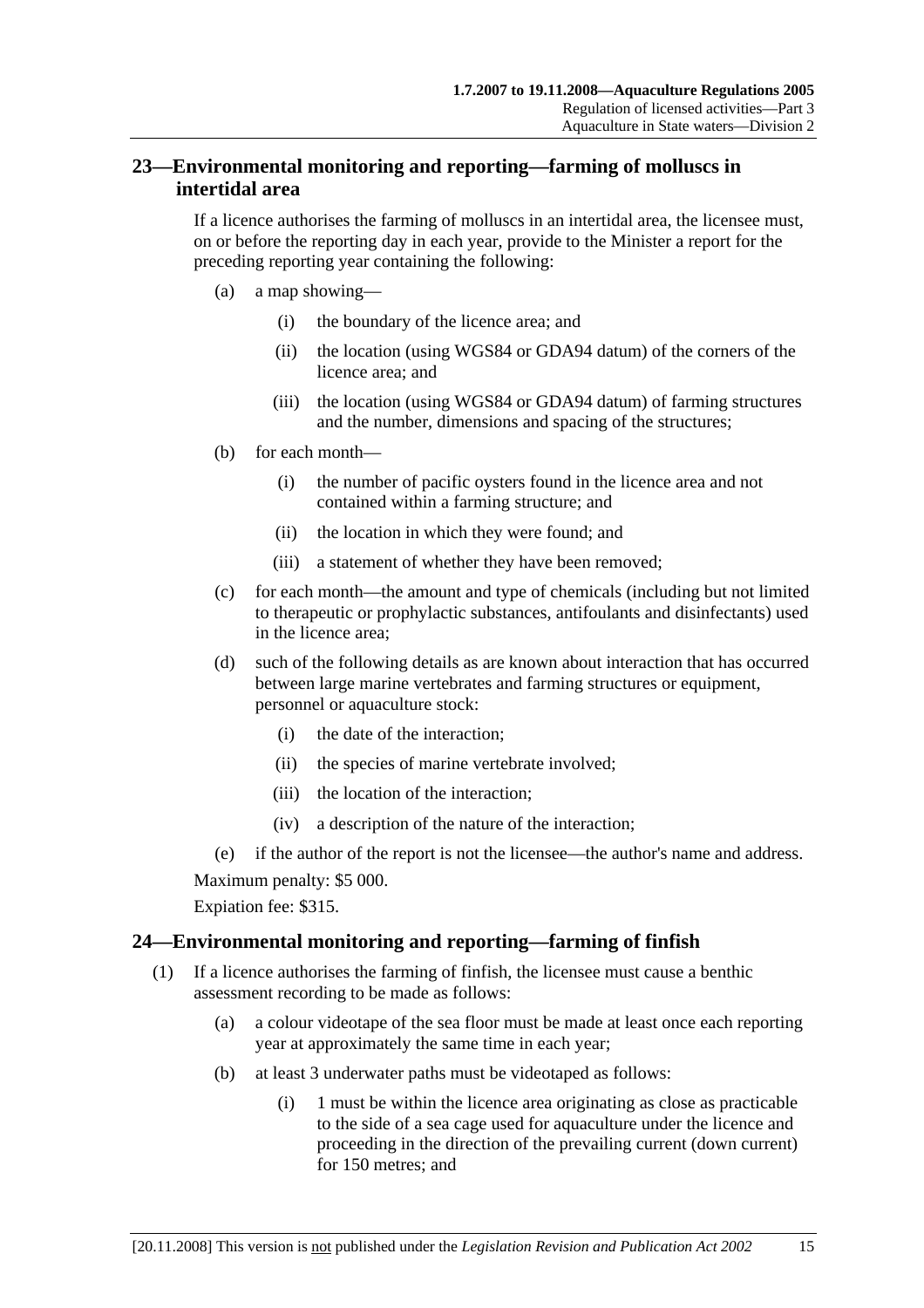## 23—Environmental monitoring and reporting—farming of molluscs in intertidal area

If a licence authorises the farming of molluscs in an intertidal area, the licensee must, on or before the reporting day in each year, provide to the Minister a report for the preceding reporting year containing the following:

(a) a map showing—

(i) the boundary of the licence area; and

(ii) the location (using WGS84 or GDA94 datum) of the corners of the licence area; and

(iii) the location (using WGS84 or GDA94 datum) of farming structures and the number, dimensions and spacing of the structures;

(b) for each month—

(i) the number of pacific oysters found in the licence area and not contained within a farming structure; and

(ii) the location in which they were found; and

(iii) a statement of whether they have been removed;

(c) for each month—the amount and type of chemicals (including but not limited to therapeutic or prophylactic substances, antifoulants and disinfectants) used in the licence area;

(d) such of the following details as are known about interaction that has occurred between large marine vertebrates and farming structures or equipment, personnel or aquaculture stock:

(i) the date of the interaction;

(ii) the species of marine vertebrate involved;

(iii) the location of the interaction;

(iv) a description of the nature of the interaction;

(e) if the author of the report is not the licensee—the author's name and address.

Maximum penalty: $5 000.

Expiation fee: $315.

## 24—Environmental monitoring and reporting—farming of finfish

(1) If a licence authorises the farming of finfish, the licensee must cause a benthic assessment recording to be made as follows:

(a) a colour videotape of the sea floor must be made at least once each reporting year at approximately the same time in each year;

(b) at least 3 underwater paths must be videotaped as follows:

(i) 1 must be within the licence area originating as close as practicable to the side of a sea cage used for aquaculture under the licence and proceeding in the direction of the prevailing current (down current) for 150 metres; and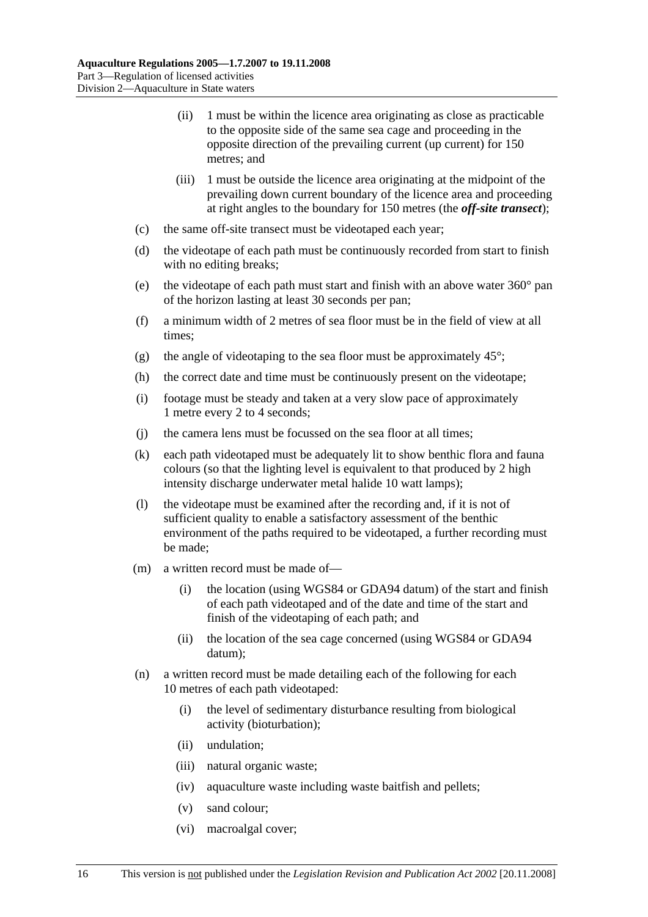(ii) 1 must be within the licence area originating as close as practicable to the opposite side of the same sea cage and proceeding in the opposite direction of the prevailing current (up current) for 150 metres; and

(iii) 1 must be outside the licence area originating at the midpoint of the prevailing down current boundary of the licence area and proceeding at right angles to the boundary for 150 metres (the ***off-site transect***);

(c) the same off-site transect must be videotaped each year;

(d) the videotape of each path must be continuously recorded from start to finish with no editing breaks;

(e) the videotape of each path must start and finish with an above water 360° pan of the horizon lasting at least 30 seconds per pan;

(f) a minimum width of 2 metres of sea floor must be in the field of view at all times;

(g) the angle of videotaping to the sea floor must be approximately 45°;

(h) the correct date and time must be continuously present on the videotape;

(i) footage must be steady and taken at a very slow pace of approximately 1 metre every 2 to 4 seconds;

(j) the camera lens must be focussed on the sea floor at all times;

(k) each path videotaped must be adequately lit to show benthic flora and fauna colours (so that the lighting level is equivalent to that produced by 2 high intensity discharge underwater metal halide 10 watt lamps);

(l) the videotape must be examined after the recording and, if it is not of sufficient quality to enable a satisfactory assessment of the benthic environment of the paths required to be videotaped, a further recording must be made;

(m) a written record must be made of—

(i) the location (using WGS84 or GDA94 datum) of the start and finish of each path videotaped and of the date and time of the start and finish of the videotaping of each path; and

(ii) the location of the sea cage concerned (using WGS84 or GDA94 datum);

(n) a written record must be made detailing each of the following for each 10 metres of each path videotaped:

(i) the level of sedimentary disturbance resulting from biological activity (bioturbation);

(ii) undulation;

(iii) natural organic waste;

(iv) aquaculture waste including waste baitfish and pellets;

(v) sand colour;

(vi) macroalgal cover;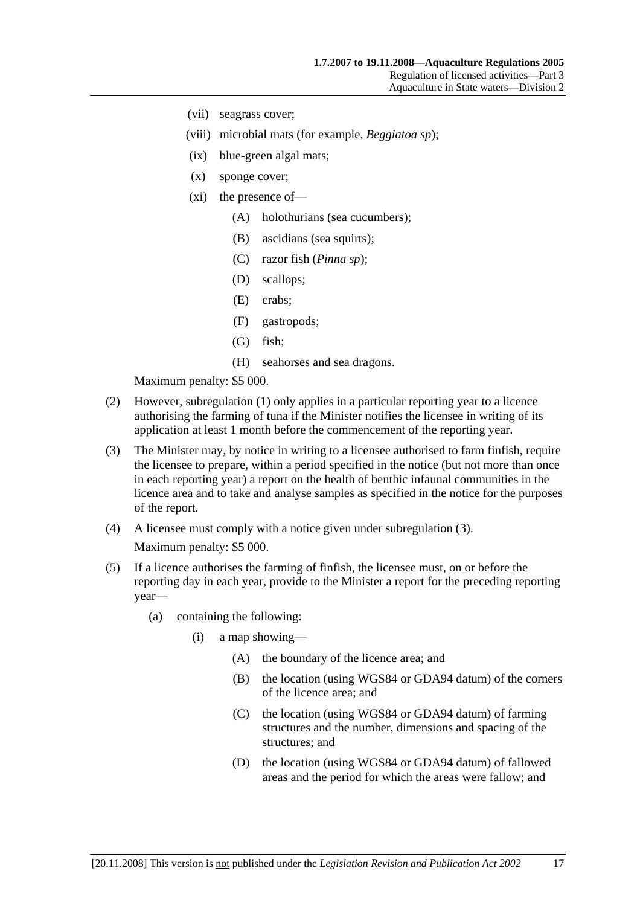(vii) seagrass cover;

(viii) microbial mats (for example, *Beggiatoa sp*);

(ix) blue-green algal mats;

(x) sponge cover;

(xi) the presence of—

(A) holothurians (sea cucumbers);

(B) ascidians (sea squirts);

(C) razor fish (*Pinna sp*);

(D) scallops;

(E) crabs;

(F) gastropods;

(G) fish;

(H) seahorses and sea dragons.

Maximum penalty: $5 000.

(2) However, subregulation (1) only applies in a particular reporting year to a licence authorising the farming of tuna if the Minister notifies the licensee in writing of its application at least 1 month before the commencement of the reporting year.

(3) The Minister may, by notice in writing to a licensee authorised to farm finfish, require the licensee to prepare, within a period specified in the notice (but not more than once in each reporting year) a report on the health of benthic infaunal communities in the licence area and to take and analyse samples as specified in the notice for the purposes of the report.

(4) A licensee must comply with a notice given under subregulation (3).

Maximum penalty: $5 000.

(5) If a licence authorises the farming of finfish, the licensee must, on or before the reporting day in each year, provide to the Minister a report for the preceding reporting year—

(a) containing the following:

(i) a map showing—

(A) the boundary of the licence area; and

(B) the location (using WGS84 or GDA94 datum) of the corners of the licence area; and

(C) the location (using WGS84 or GDA94 datum) of farming structures and the number, dimensions and spacing of the structures; and

(D) the location (using WGS84 or GDA94 datum) of fallowed areas and the period for which the areas were fallow; and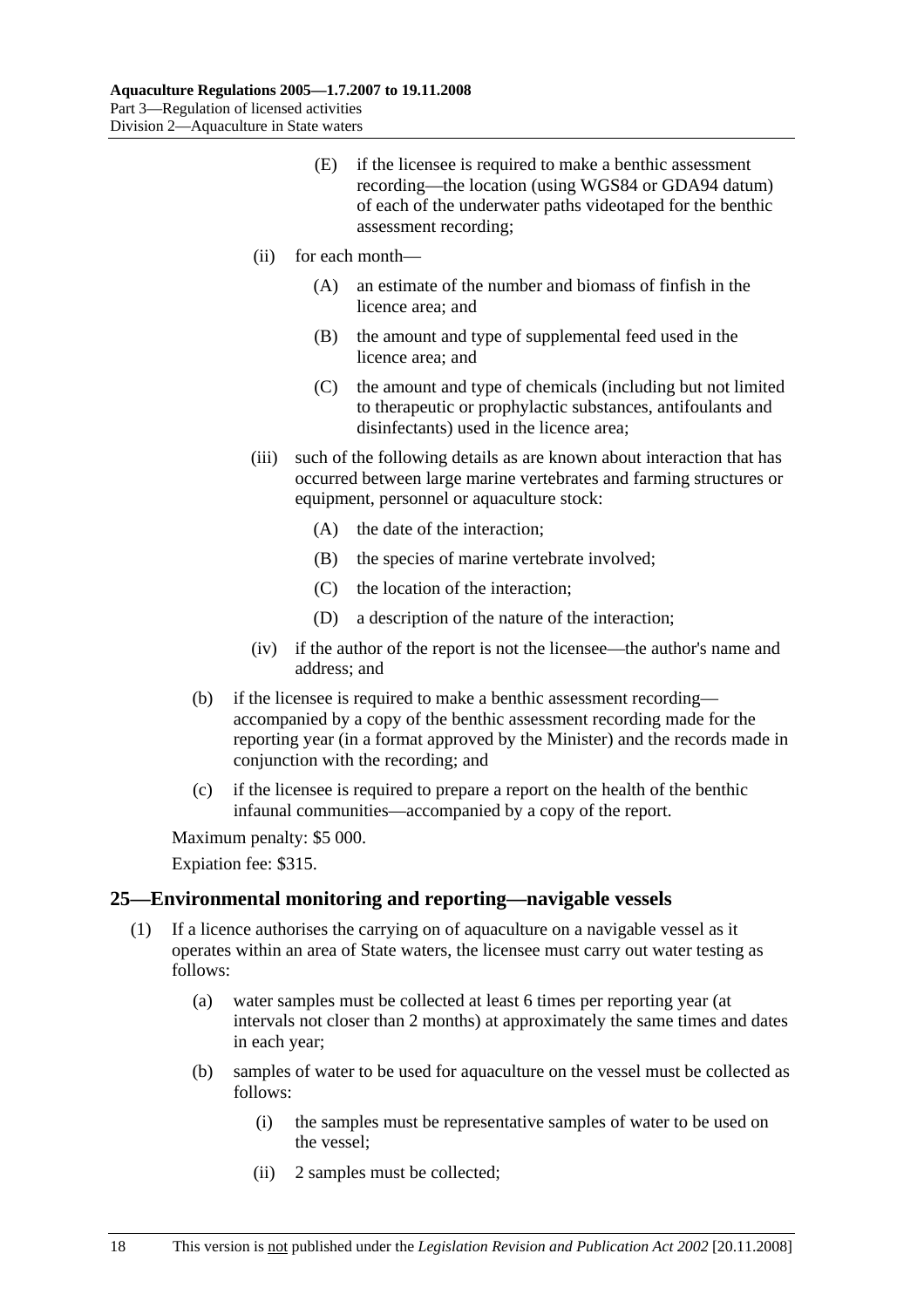(E) if the licensee is required to make a benthic assessment recording—the location (using WGS84 or GDA94 datum) of each of the underwater paths videotaped for the benthic assessment recording;

(ii) for each month—

(A) an estimate of the number and biomass of finfish in the licence area; and

(B) the amount and type of supplemental feed used in the licence area; and

(C) the amount and type of chemicals (including but not limited to therapeutic or prophylactic substances, antifoulants and disinfectants) used in the licence area;

(iii) such of the following details as are known about interaction that has occurred between large marine vertebrates and farming structures or equipment, personnel or aquaculture stock:

(A) the date of the interaction;

(B) the species of marine vertebrate involved;

(C) the location of the interaction;

(D) a description of the nature of the interaction;

(iv) if the author of the report is not the licensee—the author's name and address; and

(b) if the licensee is required to make a benthic assessment recording—accompanied by a copy of the benthic assessment recording made for the reporting year (in a format approved by the Minister) and the records made in conjunction with the recording; and

(c) if the licensee is required to prepare a report on the health of the benthic infaunal communities—accompanied by a copy of the report.

Maximum penalty: $5 000.

Expiation fee: $315.

## 25—Environmental monitoring and reporting—navigable vessels

(1) If a licence authorises the carrying on of aquaculture on a navigable vessel as it operates within an area of State waters, the licensee must carry out water testing as follows:

(a) water samples must be collected at least 6 times per reporting year (at intervals not closer than 2 months) at approximately the same times and dates in each year;

(b) samples of water to be used for aquaculture on the vessel must be collected as follows:

(i) the samples must be representative samples of water to be used on the vessel;

(ii) 2 samples must be collected;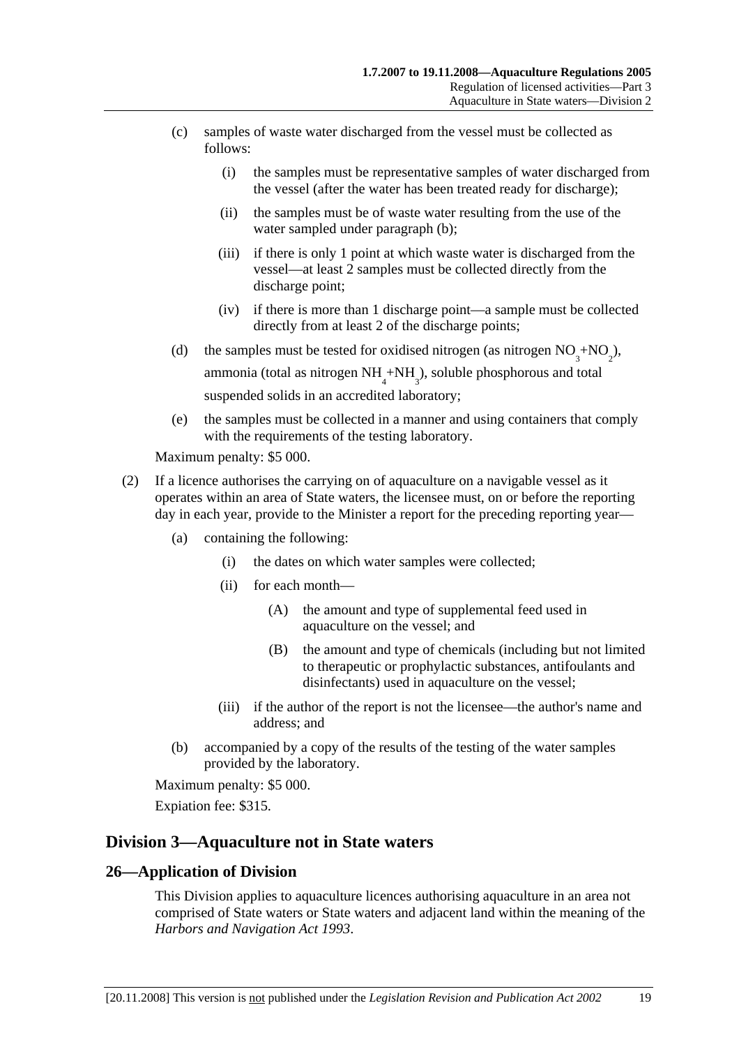(c) samples of waste water discharged from the vessel must be collected as follows:

(i) the samples must be representative samples of water discharged from the vessel (after the water has been treated ready for discharge);

(ii) the samples must be of waste water resulting from the use of the water sampled under paragraph (b);

(iii) if there is only 1 point at which waste water is discharged from the vessel—at least 2 samples must be collected directly from the discharge point;

(iv) if there is more than 1 discharge point—a sample must be collected directly from at least 2 of the discharge points;

(d) the samples must be tested for oxidised nitrogen (as nitrogen $NO_3$+$NO_2$), ammonia (total as nitrogen $NH_4$+$NH_3$), soluble phosphorous and total suspended solids in an accredited laboratory;

(e) the samples must be collected in a manner and using containers that comply with the requirements of the testing laboratory.

Maximum penalty: $5 000.

(2) If a licence authorises the carrying on of aquaculture on a navigable vessel as it operates within an area of State waters, the licensee must, on or before the reporting day in each year, provide to the Minister a report for the preceding reporting year—

(a) containing the following:

(i) the dates on which water samples were collected;

(ii) for each month—

(A) the amount and type of supplemental feed used in aquaculture on the vessel; and

(B) the amount and type of chemicals (including but not limited to therapeutic or prophylactic substances, antifoulants and disinfectants) used in aquaculture on the vessel;

(iii) if the author of the report is not the licensee—the author's name and address; and

(b) accompanied by a copy of the results of the testing of the water samples provided by the laboratory.

Maximum penalty: $5 000.

Expiation fee: $315.

## Division 3—Aquaculture not in State waters

### 26—Application of Division

This Division applies to aquaculture licences authorising aquaculture in an area not comprised of State waters or State waters and adjacent land within the meaning of the *Harbors and Navigation Act 1993*.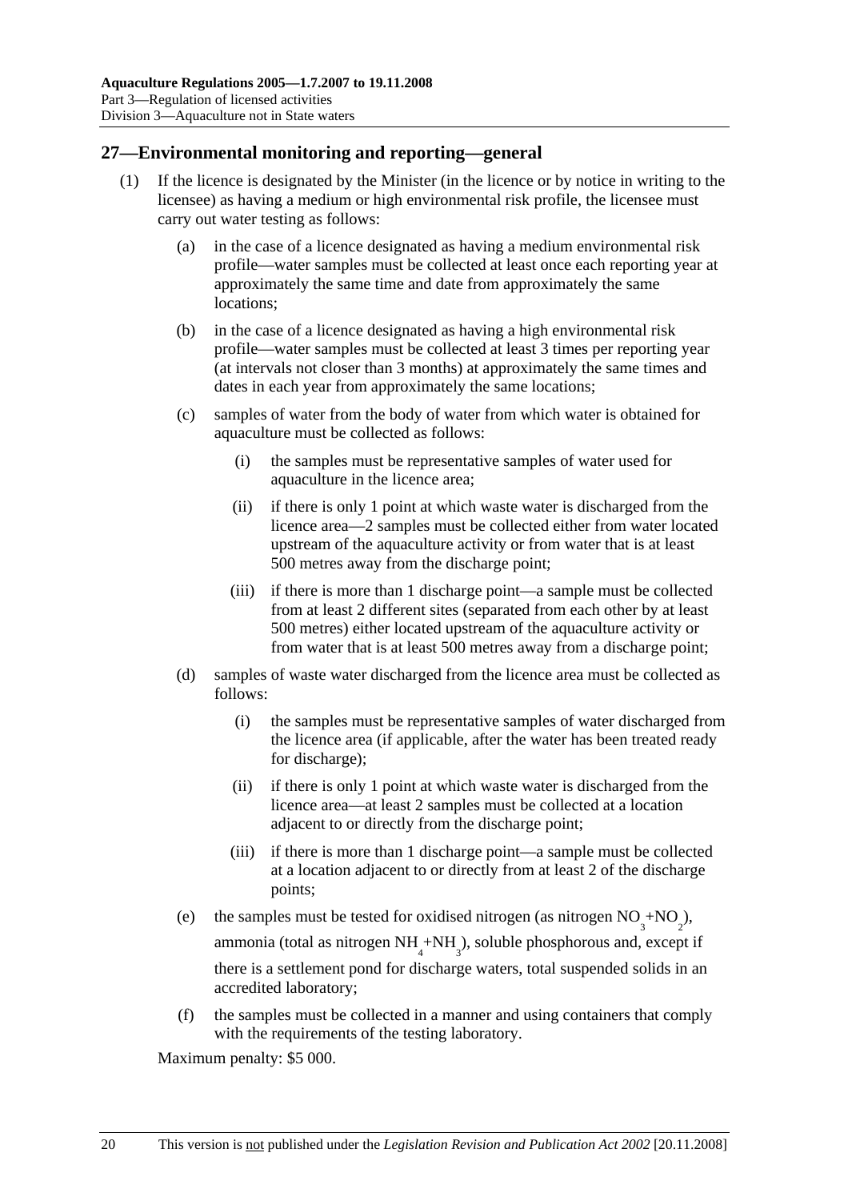## 27—Environmental monitoring and reporting—general

(1) If the licence is designated by the Minister (in the licence or by notice in writing to the licensee) as having a medium or high environmental risk profile, the licensee must carry out water testing as follows:

(a) in the case of a licence designated as having a medium environmental risk profile—water samples must be collected at least once each reporting year at approximately the same time and date from approximately the same locations;

(b) in the case of a licence designated as having a high environmental risk profile—water samples must be collected at least 3 times per reporting year (at intervals not closer than 3 months) at approximately the same times and dates in each year from approximately the same locations;

(c) samples of water from the body of water from which water is obtained for aquaculture must be collected as follows:

(i) the samples must be representative samples of water used for aquaculture in the licence area;

(ii) if there is only 1 point at which waste water is discharged from the licence area—2 samples must be collected either from water located upstream of the aquaculture activity or from water that is at least 500 metres away from the discharge point;

(iii) if there is more than 1 discharge point—a sample must be collected from at least 2 different sites (separated from each other by at least 500 metres) either located upstream of the aquaculture activity or from water that is at least 500 metres away from a discharge point;

(d) samples of waste water discharged from the licence area must be collected as follows:

(i) the samples must be representative samples of water discharged from the licence area (if applicable, after the water has been treated ready for discharge);

(ii) if there is only 1 point at which waste water is discharged from the licence area—at least 2 samples must be collected at a location adjacent to or directly from the discharge point;

(iii) if there is more than 1 discharge point—a sample must be collected at a location adjacent to or directly from at least 2 of the discharge points;

(e) the samples must be tested for oxidised nitrogen (as nitrogen $NO_3$+$NO_2$), ammonia (total as nitrogen $NH_4$+$NH_3$), soluble phosphorous and, except if there is a settlement pond for discharge waters, total suspended solids in an accredited laboratory;

(f) the samples must be collected in a manner and using containers that comply with the requirements of the testing laboratory.

Maximum penalty: $5 000.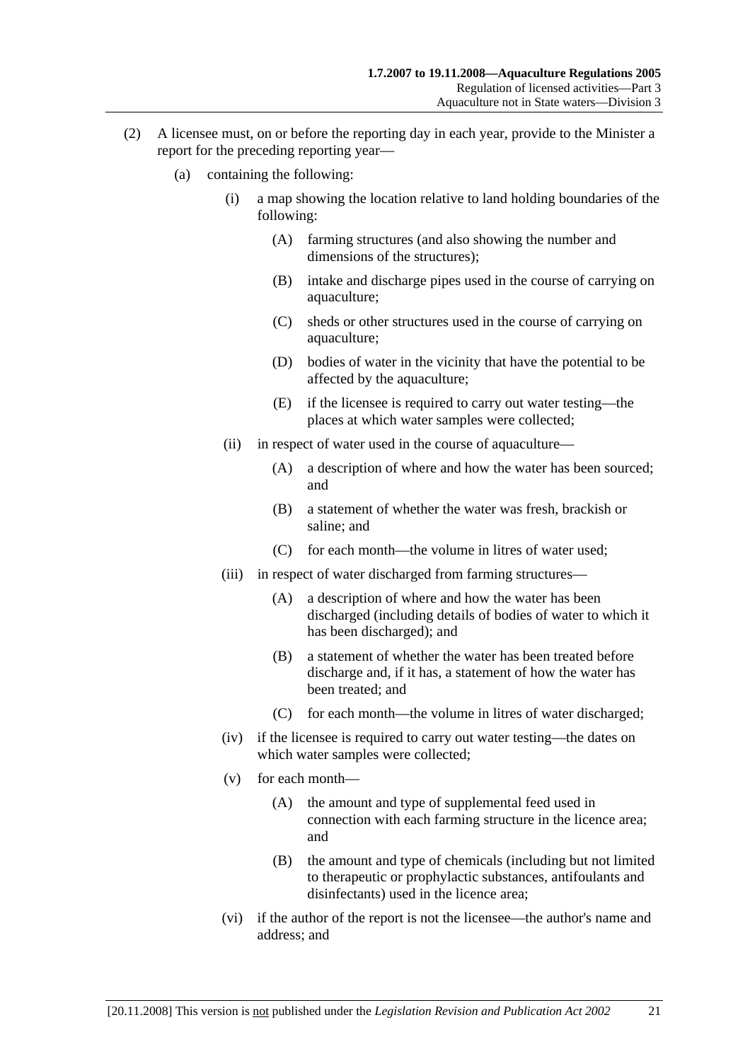(2) A licensee must, on or before the reporting day in each year, provide to the Minister a report for the preceding reporting year—

(a) containing the following:

(i) a map showing the location relative to land holding boundaries of the following:

(A) farming structures (and also showing the number and dimensions of the structures);

(B) intake and discharge pipes used in the course of carrying on aquaculture;

(C) sheds or other structures used in the course of carrying on aquaculture;

(D) bodies of water in the vicinity that have the potential to be affected by the aquaculture;

(E) if the licensee is required to carry out water testing—the places at which water samples were collected;

(ii) in respect of water used in the course of aquaculture—

(A) a description of where and how the water has been sourced; and

(B) a statement of whether the water was fresh, brackish or saline; and

(C) for each month—the volume in litres of water used;

(iii) in respect of water discharged from farming structures—

(A) a description of where and how the water has been discharged (including details of bodies of water to which it has been discharged); and

(B) a statement of whether the water has been treated before discharge and, if it has, a statement of how the water has been treated; and

(C) for each month—the volume in litres of water discharged;

(iv) if the licensee is required to carry out water testing—the dates on which water samples were collected;

(v) for each month—

(A) the amount and type of supplemental feed used in connection with each farming structure in the licence area; and

(B) the amount and type of chemicals (including but not limited to therapeutic or prophylactic substances, antifoulants and disinfectants) used in the licence area;

(vi) if the author of the report is not the licensee—the author's name and address; and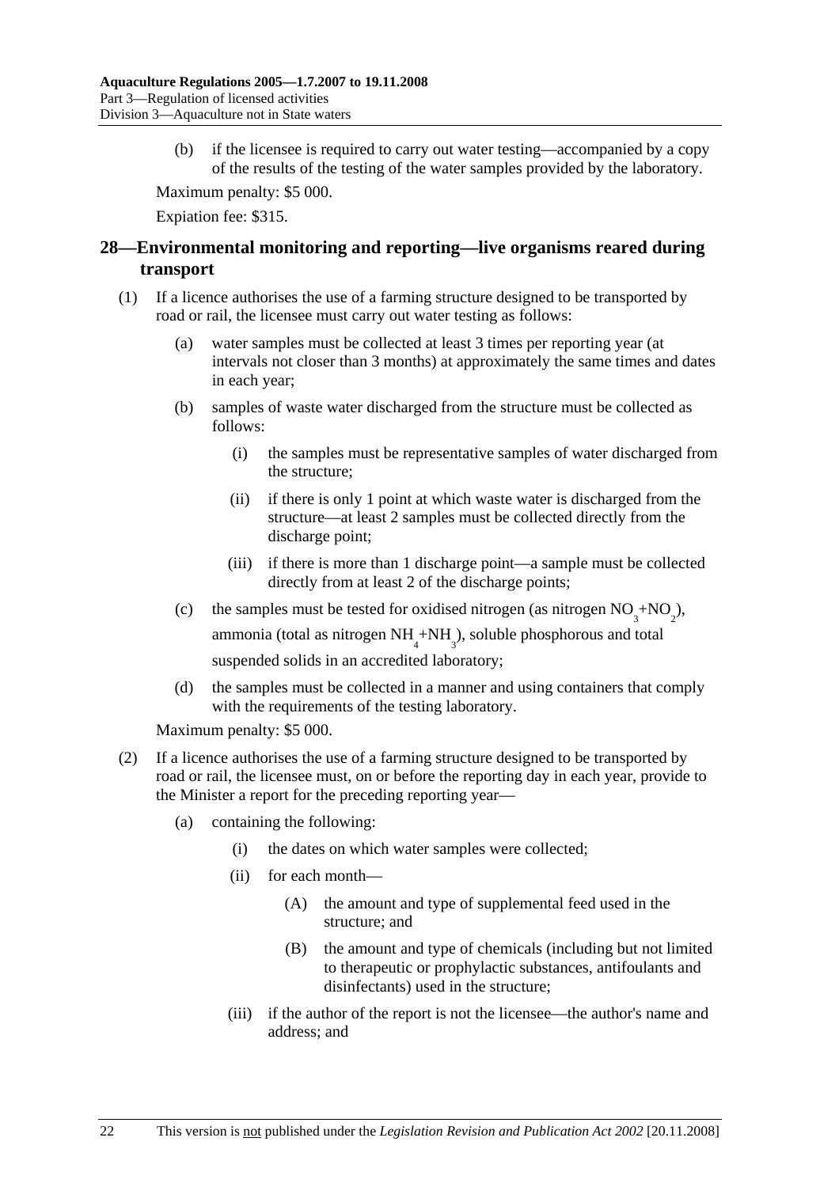(b) if the licensee is required to carry out water testing—accompanied by a copy of the results of the testing of the water samples provided by the laboratory.

Maximum penalty: $5 000.

Expiation fee: $315.

## 28—Environmental monitoring and reporting—live organisms reared during transport

(1) If a licence authorises the use of a farming structure designed to be transported by road or rail, the licensee must carry out water testing as follows:

(a) water samples must be collected at least 3 times per reporting year (at intervals not closer than 3 months) at approximately the same times and dates in each year;

(b) samples of waste water discharged from the structure must be collected as follows:

(i) the samples must be representative samples of water discharged from the structure;

(ii) if there is only 1 point at which waste water is discharged from the structure—at least 2 samples must be collected directly from the discharge point;

(iii) if there is more than 1 discharge point—a sample must be collected directly from at least 2 of the discharge points;

(c) the samples must be tested for oxidised nitrogen (as nitrogen $NO_3$+$NO_2$), ammonia (total as nitrogen $NH_4$+$NH_3$), soluble phosphorous and total suspended solids in an accredited laboratory;

(d) the samples must be collected in a manner and using containers that comply with the requirements of the testing laboratory.

Maximum penalty: $5 000.

(2) If a licence authorises the use of a farming structure designed to be transported by road or rail, the licensee must, on or before the reporting day in each year, provide to the Minister a report for the preceding reporting year—

(a) containing the following:

(i) the dates on which water samples were collected;

(ii) for each month—

(A) the amount and type of supplemental feed used in the structure; and

(B) the amount and type of chemicals (including but not limited to therapeutic or prophylactic substances, antifoulants and disinfectants) used in the structure;

(iii) if the author of the report is not the licensee—the author's name and address; and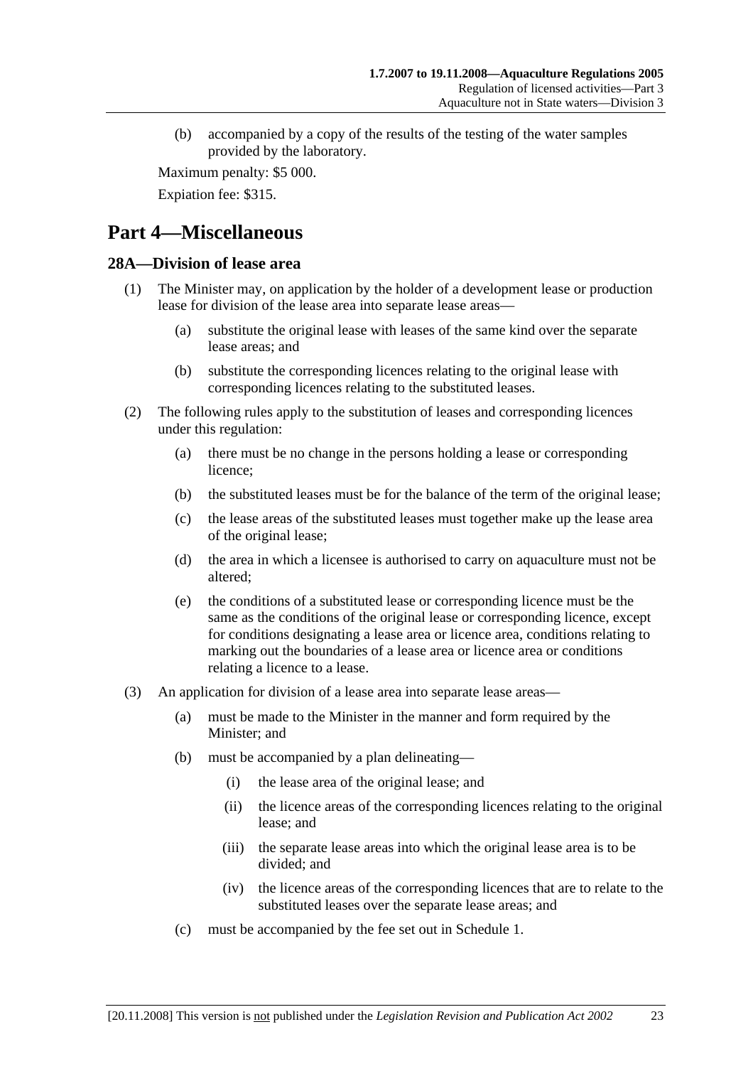(b) accompanied by a copy of the results of the testing of the water samples provided by the laboratory.

Maximum penalty: $5 000.

Expiation fee: $315.

# Part 4—Miscellaneous

## 28A—Division of lease area

(1) The Minister may, on application by the holder of a development lease or production lease for division of the lease area into separate lease areas—

(a) substitute the original lease with leases of the same kind over the separate lease areas; and

(b) substitute the corresponding licences relating to the original lease with corresponding licences relating to the substituted leases.

(2) The following rules apply to the substitution of leases and corresponding licences under this regulation:

(a) there must be no change in the persons holding a lease or corresponding licence;

(b) the substituted leases must be for the balance of the term of the original lease;

(c) the lease areas of the substituted leases must together make up the lease area of the original lease;

(d) the area in which a licensee is authorised to carry on aquaculture must not be altered;

(e) the conditions of a substituted lease or corresponding licence must be the same as the conditions of the original lease or corresponding licence, except for conditions designating a lease area or licence area, conditions relating to marking out the boundaries of a lease area or licence area or conditions relating a licence to a lease.

(3) An application for division of a lease area into separate lease areas—

(a) must be made to the Minister in the manner and form required by the Minister; and

(b) must be accompanied by a plan delineating—

(i) the lease area of the original lease; and

(ii) the licence areas of the corresponding licences relating to the original lease; and

(iii) the separate lease areas into which the original lease area is to be divided; and

(iv) the licence areas of the corresponding licences that are to relate to the substituted leases over the separate lease areas; and

(c) must be accompanied by the fee set out in Schedule 1.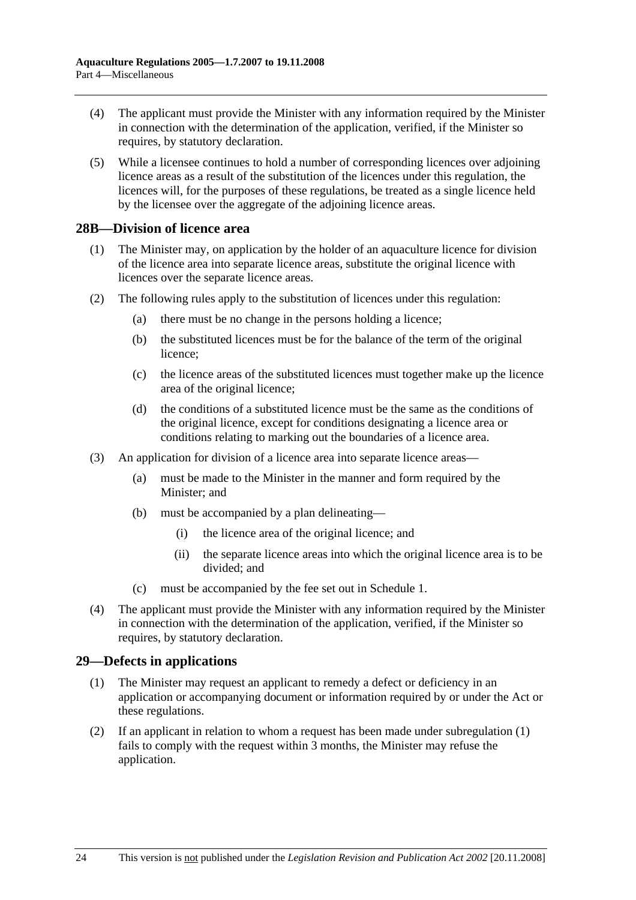(4) The applicant must provide the Minister with any information required by the Minister in connection with the determination of the application, verified, if the Minister so requires, by statutory declaration.

(5) While a licensee continues to hold a number of corresponding licences over adjoining licence areas as a result of the substitution of the licences under this regulation, the licences will, for the purposes of these regulations, be treated as a single licence held by the licensee over the aggregate of the adjoining licence areas.

## 28B—Division of licence area

(1) The Minister may, on application by the holder of an aquaculture licence for division of the licence area into separate licence areas, substitute the original licence with licences over the separate licence areas.

(2) The following rules apply to the substitution of licences under this regulation:

- (a) there must be no change in the persons holding a licence;
- (b) the substituted licences must be for the balance of the term of the original licence;
- (c) the licence areas of the substituted licences must together make up the licence area of the original licence;
- (d) the conditions of a substituted licence must be the same as the conditions of the original licence, except for conditions designating a licence area or conditions relating to marking out the boundaries of a licence area.

(3) An application for division of a licence area into separate licence areas—

- (a) must be made to the Minister in the manner and form required by the Minister; and
- (b) must be accompanied by a plan delineating—
  - (i) the licence area of the original licence; and
  - (ii) the separate licence areas into which the original licence area is to be divided; and
- (c) must be accompanied by the fee set out in Schedule 1.

(4) The applicant must provide the Minister with any information required by the Minister in connection with the determination of the application, verified, if the Minister so requires, by statutory declaration.

## 29—Defects in applications

(1) The Minister may request an applicant to remedy a defect or deficiency in an application or accompanying document or information required by or under the Act or these regulations.

(2) If an applicant in relation to whom a request has been made under subregulation (1) fails to comply with the request within 3 months, the Minister may refuse the application.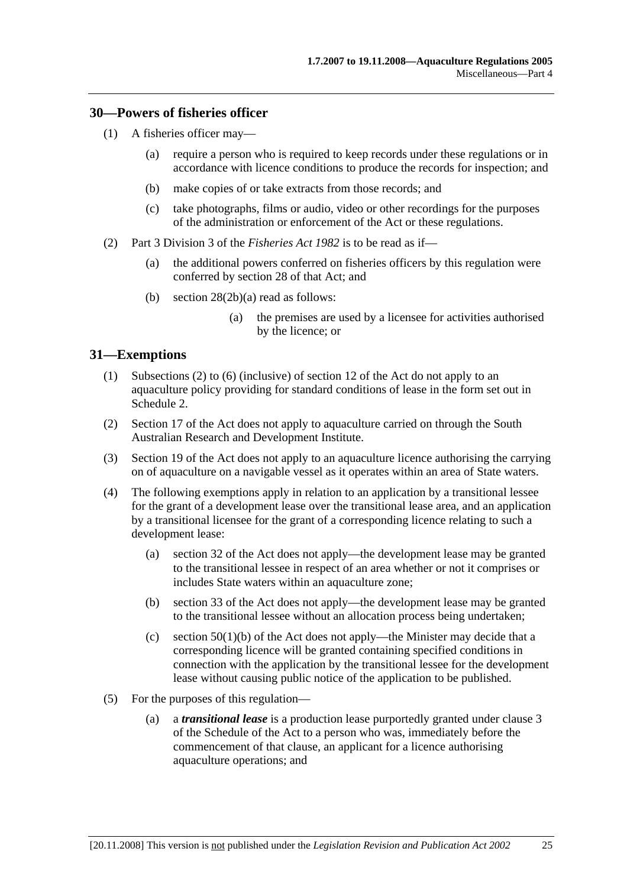## 30—Powers of fisheries officer

(1) A fisheries officer may—

(a) require a person who is required to keep records under these regulations or in accordance with licence conditions to produce the records for inspection; and

(b) make copies of or take extracts from those records; and

(c) take photographs, films or audio, video or other recordings for the purposes of the administration or enforcement of the Act or these regulations.

(2) Part 3 Division 3 of the *Fisheries Act 1982* is to be read as if—

(a) the additional powers conferred on fisheries officers by this regulation were conferred by section 28 of that Act; and

(b) section 28(2b)(a) read as follows:

(a) the premises are used by a licensee for activities authorised by the licence; or

## 31—Exemptions

(1) Subsections (2) to (6) (inclusive) of section 12 of the Act do not apply to an aquaculture policy providing for standard conditions of lease in the form set out in Schedule 2.

(2) Section 17 of the Act does not apply to aquaculture carried on through the South Australian Research and Development Institute.

(3) Section 19 of the Act does not apply to an aquaculture licence authorising the carrying on of aquaculture on a navigable vessel as it operates within an area of State waters.

(4) The following exemptions apply in relation to an application by a transitional lessee for the grant of a development lease over the transitional lease area, and an application by a transitional licensee for the grant of a corresponding licence relating to such a development lease:

(a) section 32 of the Act does not apply—the development lease may be granted to the transitional lessee in respect of an area whether or not it comprises or includes State waters within an aquaculture zone;

(b) section 33 of the Act does not apply—the development lease may be granted to the transitional lessee without an allocation process being undertaken;

(c) section 50(1)(b) of the Act does not apply—the Minister may decide that a corresponding licence will be granted containing specified conditions in connection with the application by the transitional lessee for the development lease without causing public notice of the application to be published.

(5) For the purposes of this regulation—

(a) a ***transitional lease*** is a production lease purportedly granted under clause 3 of the Schedule of the Act to a person who was, immediately before the commencement of that clause, an applicant for a licence authorising aquaculture operations; and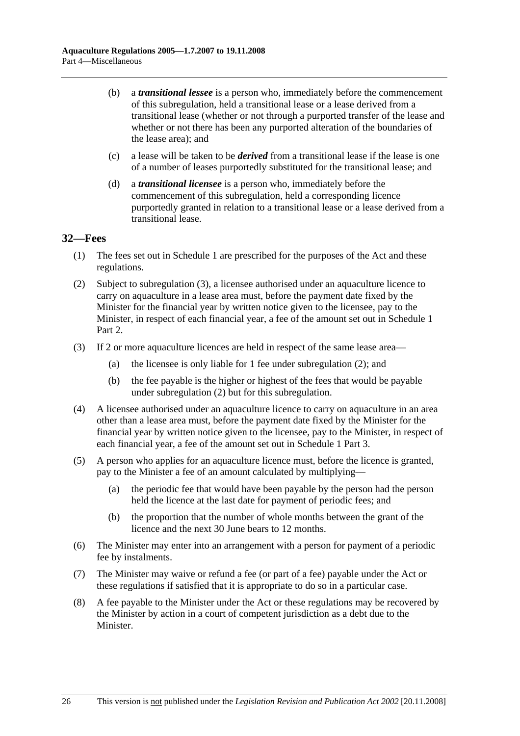(b) a ***transitional lessee*** is a person who, immediately before the commencement of this subregulation, held a transitional lease or a lease derived from a transitional lease (whether or not through a purported transfer of the lease and whether or not there has been any purported alteration of the boundaries of the lease area); and

(c) a lease will be taken to be ***derived*** from a transitional lease if the lease is one of a number of leases purportedly substituted for the transitional lease; and

(d) a ***transitional licensee*** is a person who, immediately before the commencement of this subregulation, held a corresponding licence purportedly granted in relation to a transitional lease or a lease derived from a transitional lease.

## 32—Fees

(1) The fees set out in Schedule 1 are prescribed for the purposes of the Act and these regulations.

(2) Subject to subregulation (3), a licensee authorised under an aquaculture licence to carry on aquaculture in a lease area must, before the payment date fixed by the Minister for the financial year by written notice given to the licensee, pay to the Minister, in respect of each financial year, a fee of the amount set out in Schedule 1 Part 2.

(3) If 2 or more aquaculture licences are held in respect of the same lease area—

  (a) the licensee is only liable for 1 fee under subregulation (2); and

  (b) the fee payable is the higher or highest of the fees that would be payable under subregulation (2) but for this subregulation.

(4) A licensee authorised under an aquaculture licence to carry on aquaculture in an area other than a lease area must, before the payment date fixed by the Minister for the financial year by written notice given to the licensee, pay to the Minister, in respect of each financial year, a fee of the amount set out in Schedule 1 Part 3.

(5) A person who applies for an aquaculture licence must, before the licence is granted, pay to the Minister a fee of an amount calculated by multiplying—

  (a) the periodic fee that would have been payable by the person had the person held the licence at the last date for payment of periodic fees; and

  (b) the proportion that the number of whole months between the grant of the licence and the next 30 June bears to 12 months.

(6) The Minister may enter into an arrangement with a person for payment of a periodic fee by instalments.

(7) The Minister may waive or refund a fee (or part of a fee) payable under the Act or these regulations if satisfied that it is appropriate to do so in a particular case.

(8) A fee payable to the Minister under the Act or these regulations may be recovered by the Minister by action in a court of competent jurisdiction as a debt due to the Minister.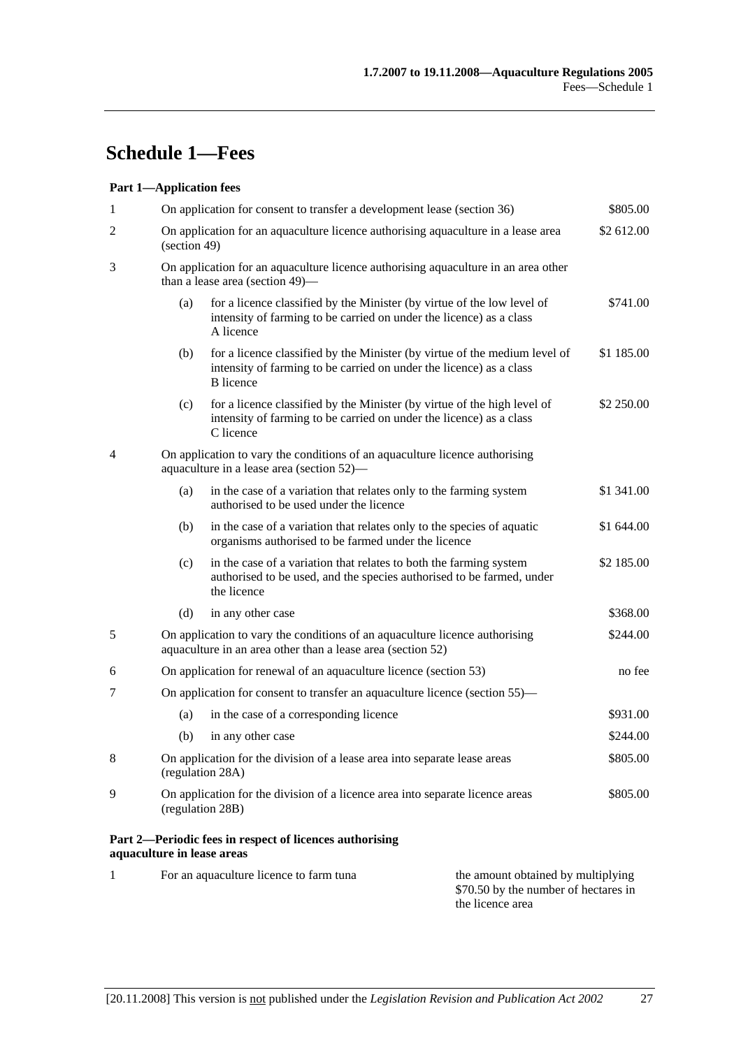# Schedule 1—Fees

**Part 1—Application fees**

| | | | |
|---|---|---|---|
| 1 | | On application for consent to transfer a development lease (section 36) | \$805.00 |
| 2 | | On application for an aquaculture licence authorising aquaculture in a lease area (section 49) | \$2 612.00 |
| 3 | | On application for an aquaculture licence authorising aquaculture in an area other than a lease area (section 49)— | |
| | (a) | for a licence classified by the Minister (by virtue of the low level of intensity of farming to be carried on under the licence) as a class A licence | \$741.00 |
| | (b) | for a licence classified by the Minister (by virtue of the medium level of intensity of farming to be carried on under the licence) as a class B licence | \$1 185.00 |
| | (c) | for a licence classified by the Minister (by virtue of the high level of intensity of farming to be carried on under the licence) as a class C licence | \$2 250.00 |
| 4 | | On application to vary the conditions of an aquaculture licence authorising aquaculture in a lease area (section 52)— | |
| | (a) | in the case of a variation that relates only to the farming system authorised to be used under the licence | \$1 341.00 |
| | (b) | in the case of a variation that relates only to the species of aquatic organisms authorised to be farmed under the licence | \$1 644.00 |
| | (c) | in the case of a variation that relates to both the farming system authorised to be used, and the species authorised to be farmed, under the licence | \$2 185.00 |
| | (d) | in any other case | \$368.00 |
| 5 | | On application to vary the conditions of an aquaculture licence authorising aquaculture in an area other than a lease area (section 52) | \$244.00 |
| 6 | | On application for renewal of an aquaculture licence (section 53) | no fee |
| 7 | | On application for consent to transfer an aquaculture licence (section 55)— | |
| | (a) | in the case of a corresponding licence | \$931.00 |
| | (b) | in any other case | \$244.00 |
| 8 | | On application for the division of a lease area into separate lease areas (regulation 28A) | \$805.00 |
| 9 | | On application for the division of a licence area into separate licence areas (regulation 28B) | \$805.00 |

**Part 2—Periodic fees in respect of licences authorising aquaculture in lease areas**

| | | |
|---|---|---|
| 1 | For an aquaculture licence to farm tuna | the amount obtained by multiplying \$70.50 by the number of hectares in the licence area |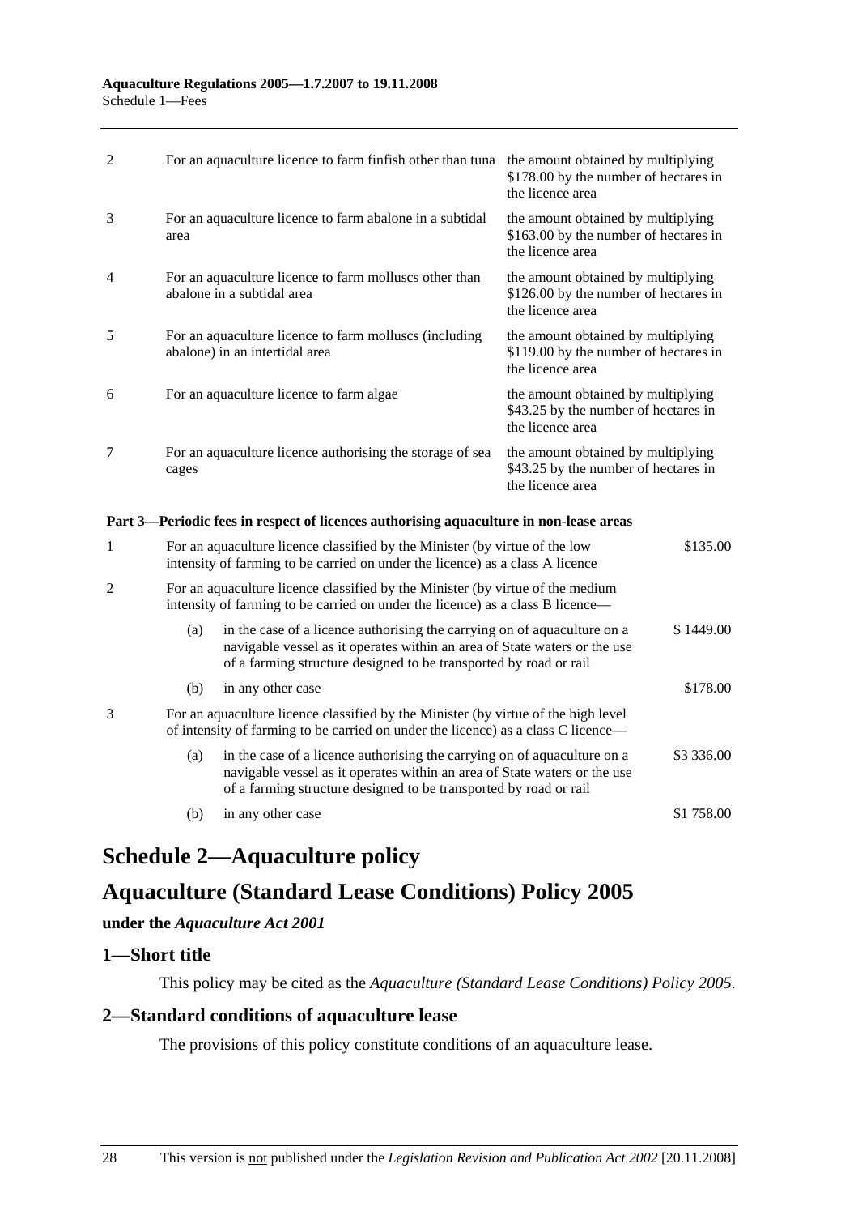| | | |
|---|---|---|
| 2 | For an aquaculture licence to farm finfish other than tuna | the amount obtained by multiplying \$178.00 by the number of hectares in the licence area |
| 3 | For an aquaculture licence to farm abalone in a subtidal area | the amount obtained by multiplying \$163.00 by the number of hectares in the licence area |
| 4 | For an aquaculture licence to farm molluscs other than abalone in a subtidal area | the amount obtained by multiplying \$126.00 by the number of hectares in the licence area |
| 5 | For an aquaculture licence to farm molluscs (including abalone) in an intertidal area | the amount obtained by multiplying \$119.00 by the number of hectares in the licence area |
| 6 | For an aquaculture licence to farm algae | the amount obtained by multiplying \$43.25 by the number of hectares in the licence area |
| 7 | For an aquaculture licence authorising the storage of sea cages | the amount obtained by multiplying \$43.25 by the number of hectares in the licence area |

**Part 3—Periodic fees in respect of licences authorising aquaculture in non-lease areas**

| | | | |
|---|---|---|---|
| 1 | For an aquaculture licence classified by the Minister (by virtue of the low intensity of farming to be carried on under the licence) as a class A licence | | \$135.00 |
| 2 | For an aquaculture licence classified by the Minister (by virtue of the medium intensity of farming to be carried on under the licence) as a class B licence— | | |
| | (a) | in the case of a licence authorising the carrying on of aquaculture on a navigable vessel as it operates within an area of State waters or the use of a farming structure designed to be transported by road or rail | \$ 1449.00 |
| | (b) | in any other case | \$178.00 |
| 3 | For an aquaculture licence classified by the Minister (by virtue of the high level of intensity of farming to be carried on under the licence) as a class C licence— | | |
| | (a) | in the case of a licence authorising the carrying on of aquaculture on a navigable vessel as it operates within an area of State waters or the use of a farming structure designed to be transported by road or rail | \$3 336.00 |
| | (b) | in any other case | \$1 758.00 |

# Schedule 2—Aquaculture policy

# Aquaculture (Standard Lease Conditions) Policy 2005

**under the *Aquaculture Act 2001***

## 1—Short title

This policy may be cited as the *Aquaculture (Standard Lease Conditions) Policy 2005*.

## 2—Standard conditions of aquaculture lease

The provisions of this policy constitute conditions of an aquaculture lease.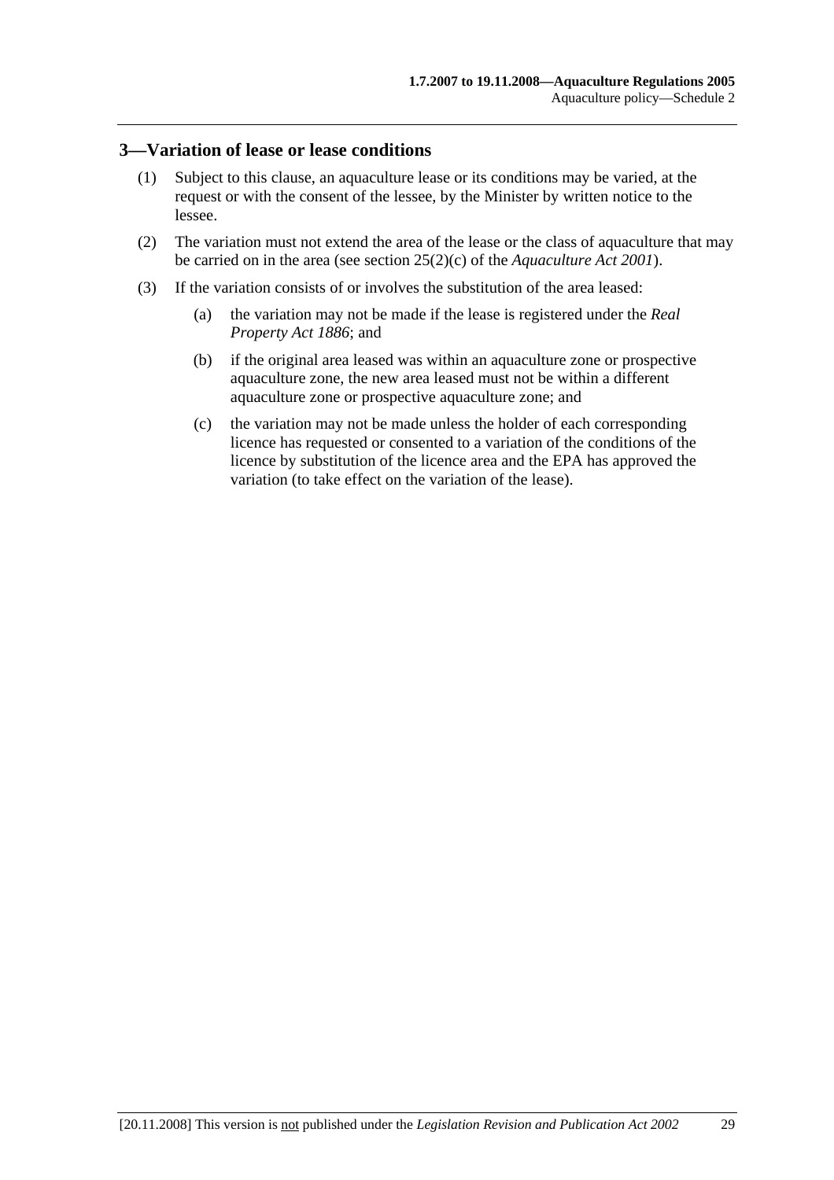## 3—Variation of lease or lease conditions

(1) Subject to this clause, an aquaculture lease or its conditions may be varied, at the request or with the consent of the lessee, by the Minister by written notice to the lessee.

(2) The variation must not extend the area of the lease or the class of aquaculture that may be carried on in the area (see section 25(2)(c) of the *Aquaculture Act 2001*).

(3) If the variation consists of or involves the substitution of the area leased:

(a) the variation may not be made if the lease is registered under the *Real Property Act 1886*; and

(b) if the original area leased was within an aquaculture zone or prospective aquaculture zone, the new area leased must not be within a different aquaculture zone or prospective aquaculture zone; and

(c) the variation may not be made unless the holder of each corresponding licence has requested or consented to a variation of the conditions of the licence by substitution of the licence area and the EPA has approved the variation (to take effect on the variation of the lease).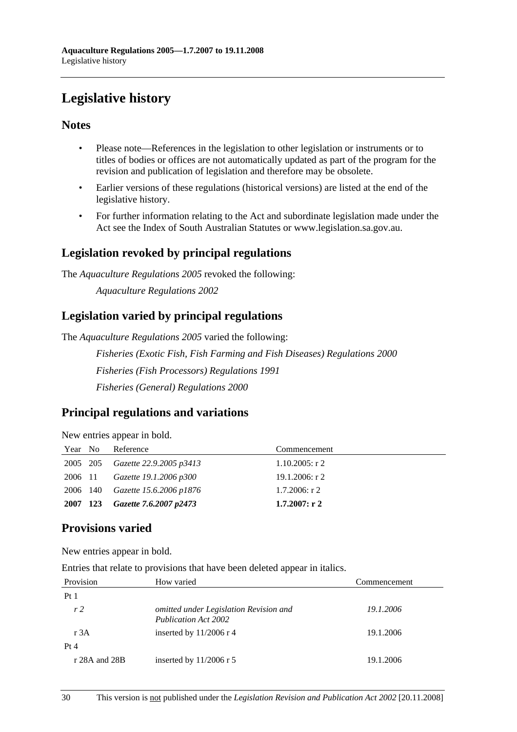# Legislative history

## Notes

- Please note—References in the legislation to other legislation or instruments or to titles of bodies or offices are not automatically updated as part of the program for the revision and publication of legislation and therefore may be obsolete.
- Earlier versions of these regulations (historical versions) are listed at the end of the legislative history.
- For further information relating to the Act and subordinate legislation made under the Act see the Index of South Australian Statutes or www.legislation.sa.gov.au.

## Legislation revoked by principal regulations

The *Aquaculture Regulations 2005* revoked the following:

*Aquaculture Regulations 2002*

## Legislation varied by principal regulations

The *Aquaculture Regulations 2005* varied the following:

*Fisheries (Exotic Fish, Fish Farming and Fish Diseases) Regulations 2000*

*Fisheries (Fish Processors) Regulations 1991*

*Fisheries (General) Regulations 2000*

## Principal regulations and variations

New entries appear in bold.

| Year | No | Reference | Commencement |
|---|---|---|---|
| 2005 | 205 | *Gazette 22.9.2005 p3413* | 1.10.2005: r 2 |
| 2006 | 11 | *Gazette 19.1.2006 p300* | 19.1.2006: r 2 |
| 2006 | 140 | *Gazette 15.6.2006 p1876* | 1.7.2006: r 2 |
| **2007** | **123** | ***Gazette 7.6.2007 p2473*** | **1.7.2007: r 2** |

## Provisions varied

New entries appear in bold.

Entries that relate to provisions that have been deleted appear in italics.

| Provision | How varied | Commencement |
|---|---|---|
| Pt 1 | | |
| *r 2* | *omitted under Legislation Revision and Publication Act 2002* | *19.1.2006* |
| r 3A | inserted by 11/2006 r 4 | 19.1.2006 |
| Pt 4 | | |
| r 28A and 28B | inserted by 11/2006 r 5 | 19.1.2006 |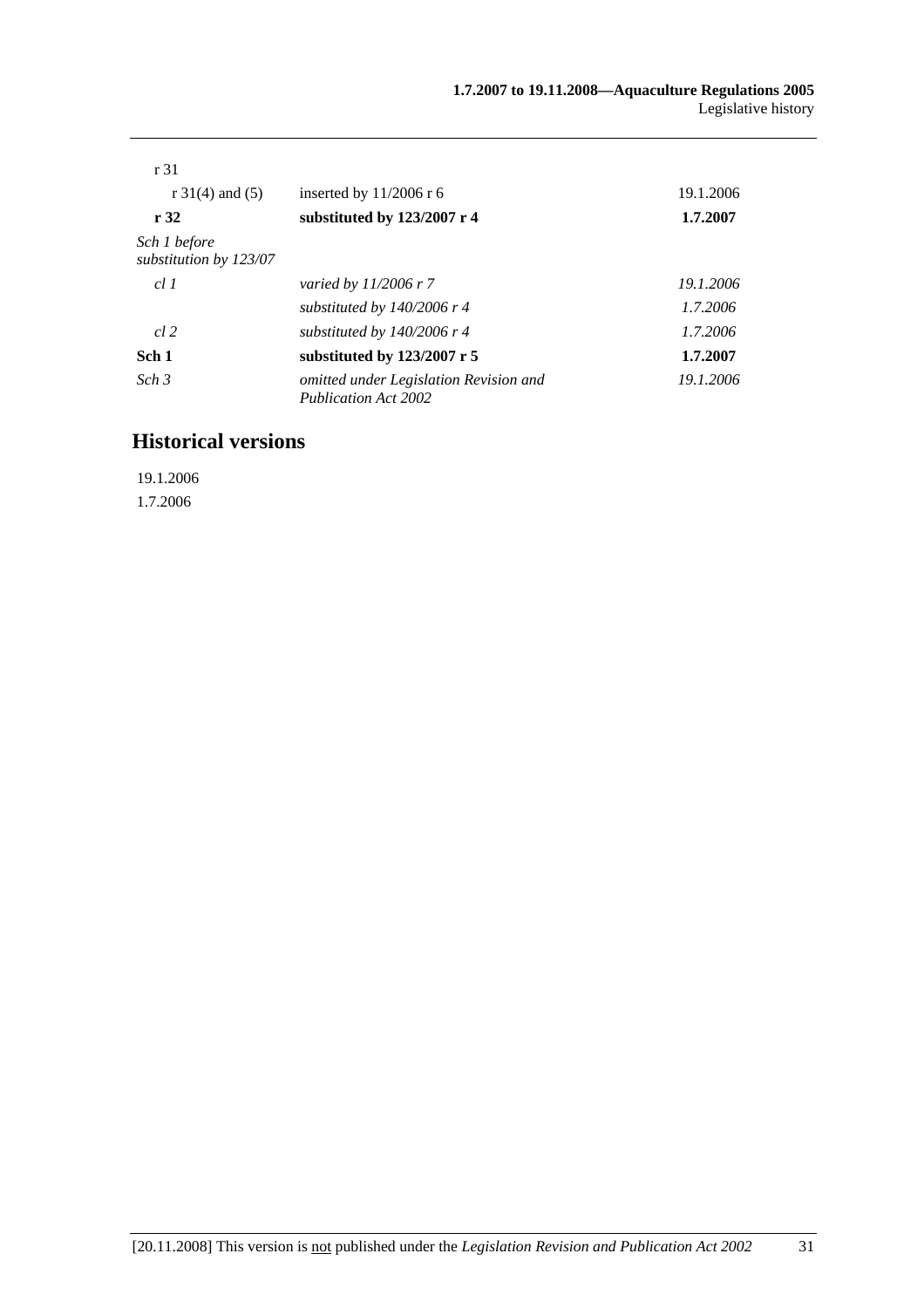| | | |
|---|---|---|
| r 31 | | |
| r 31(4) and (5) | inserted by 11/2006 r 6 | 19.1.2006 |
| **r 32** | **substituted by 123/2007 r 4** | **1.7.2007** |
| *Sch 1 before substitution by 123/07* | | |
| *cl 1* | *varied by 11/2006 r 7* | *19.1.2006* |
| | *substituted by 140/2006 r 4* | *1.7.2006* |
| *cl 2* | *substituted by 140/2006 r 4* | *1.7.2006* |
| **Sch 1** | **substituted by 123/2007 r 5** | **1.7.2007** |
| *Sch 3* | *omitted under Legislation Revision and Publication Act 2002* | *19.1.2006* |

## Historical versions

19.1.2006

1.7.2006